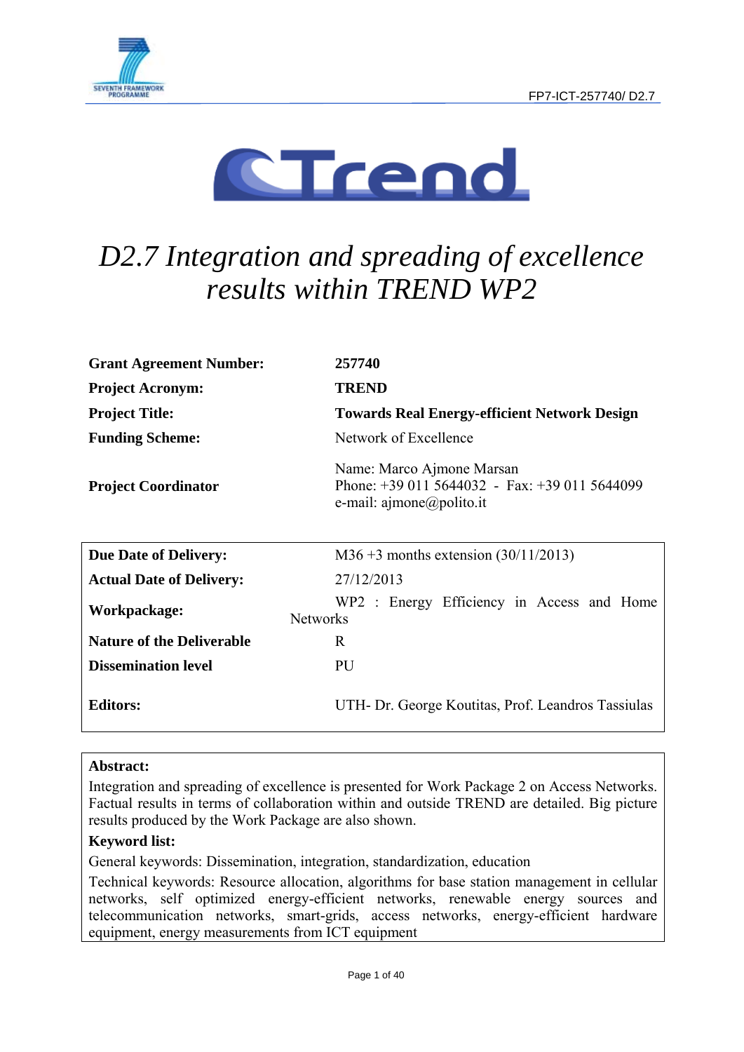# D2.7 Integration and spreading of excellence results within TREND WP2

| | |
|---|---|
| **Grant Agreement Number:** | **257740** |
| **Project Acronym:** | **TREND** |
| **Project Title:** | **Towards Real Energy-efficient Network Design** |
| **Funding Scheme:** | Network of Excellence |
| **Project Coordinator** | Name: Marco Ajmone Marsan<br>Phone: +39 011 5644032 - Fax: +39 011 5644099<br>e-mail: ajmone@polito.it |

| | |
|---|---|
| **Due Date of Delivery:** | M36 +3 months extension (30/11/2013) |
| **Actual Date of Delivery:** | 27/12/2013 |
| **Workpackage:** | WP2 : Energy Efficiency in Access and Home Networks |
| **Nature of the Deliverable** | R |
| **Dissemination level** | PU |
| **Editors:** | UTH- Dr. George Koutitas, Prof. Leandros Tassiulas |

**Abstract:**

Integration and spreading of excellence is presented for Work Package 2 on Access Networks. Factual results in terms of collaboration within and outside TREND are detailed. Big picture results produced by the Work Package are also shown.

**Keyword list:**

General keywords: Dissemination, integration, standardization, education

Technical keywords: Resource allocation, algorithms for base station management in cellular networks, self optimized energy-efficient networks, renewable energy sources and telecommunication networks, smart-grids, access networks, energy-efficient hardware equipment, energy measurements from ICT equipment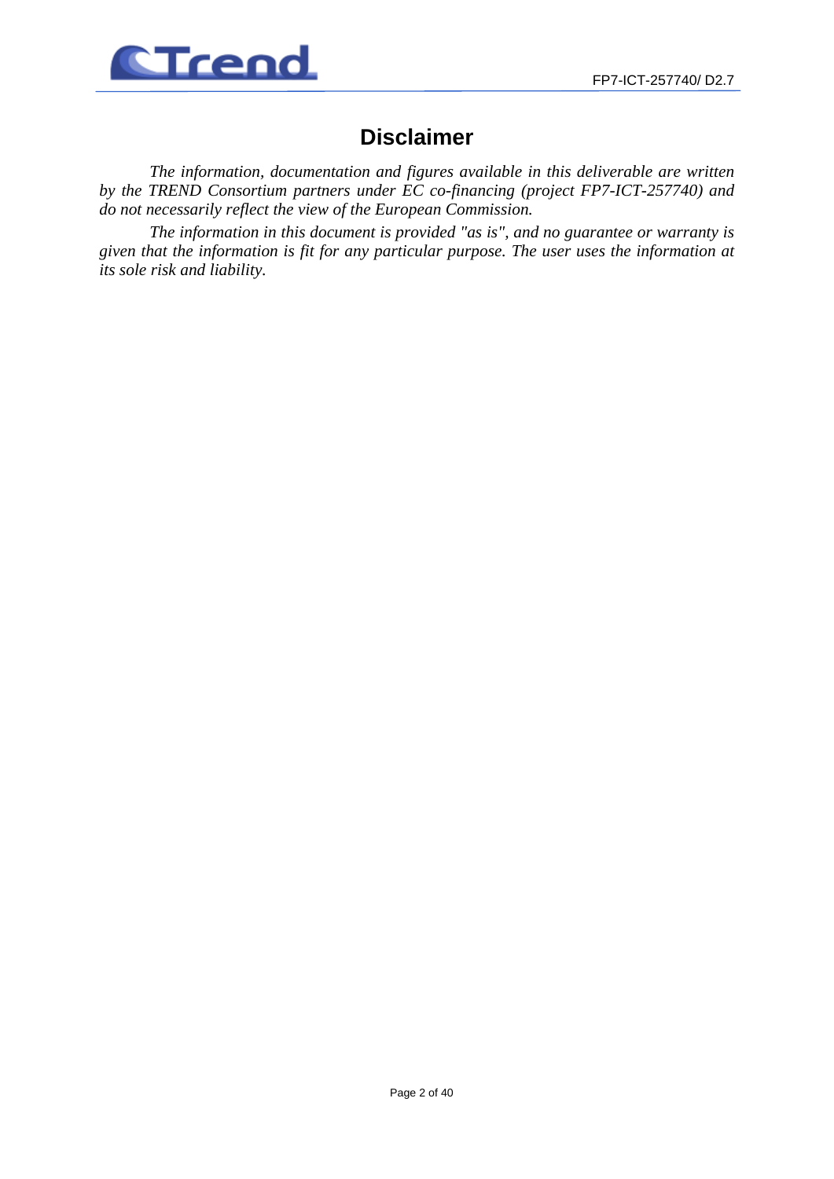# Disclaimer

*The information, documentation and figures available in this deliverable are written by the TREND Consortium partners under EC co-financing (project FP7-ICT-257740) and do not necessarily reflect the view of the European Commission.*

*The information in this document is provided "as is", and no guarantee or warranty is given that the information is fit for any particular purpose. The user uses the information at its sole risk and liability.*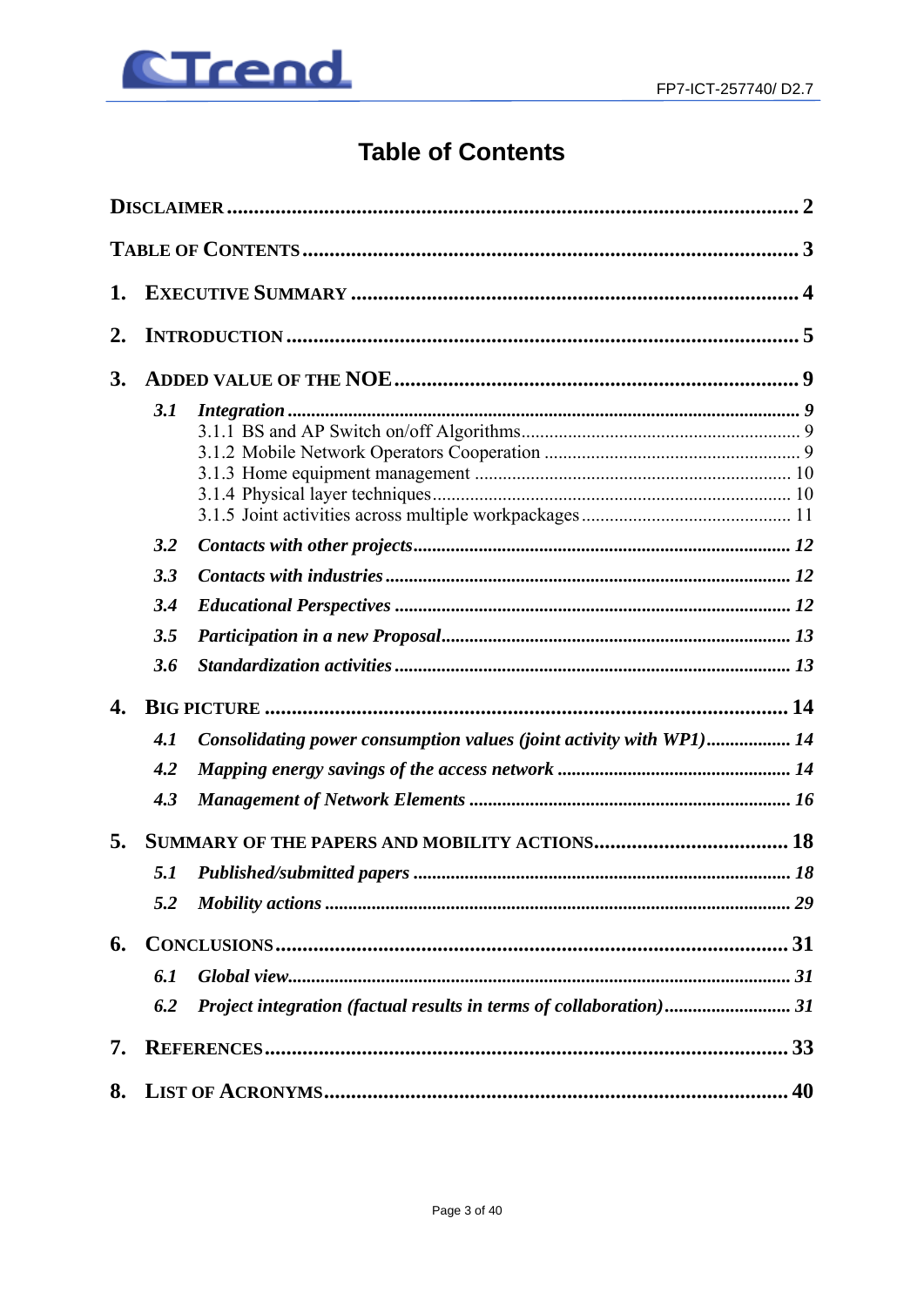# Table of Contents

**DISCLAIMER** ..................................................................................................... 2

**TABLE OF CONTENTS** ........................................................................................ 3

**1. EXECUTIVE SUMMARY** ................................................................................. 4

**2. INTRODUCTION** ............................................................................................. 5

**3. ADDED VALUE OF THE NOE** ....................................................................... 9

- ***3.1 Integration*** ............................................................................................. *9*
  - 3.1.1 BS and AP Switch on/off Algorithms ........................................................... 9
  - 3.1.2 Mobile Network Operators Cooperation ....................................................... 9
  - 3.1.3 Home equipment management ................................................................... 10
  - 3.1.4 Physical layer techniques ............................................................................ 10
  - 3.1.5 Joint activities across multiple workpackages ............................................. 11
- ***3.2 Contacts with other projects*** ........................................................................ *12*
- ***3.3 Contacts with industries*** ............................................................................. *12*
- ***3.4 Educational Perspectives*** ............................................................................ *12*
- ***3.5 Participation in a new Proposal*** .................................................................... *13*
- ***3.6 Standardization activities*** ........................................................................... *13*

**4. BIG PICTURE** ................................................................................................. 14

- ***4.1 Consolidating power consumption values (joint activity with WP1)*** ................. *14*
- ***4.2 Mapping energy savings of the access network*** ............................................. *14*
- ***4.3 Management of Network Elements*** .............................................................. *16*

**5. SUMMARY OF THE PAPERS AND MOBILITY ACTIONS** ................................... 18

- ***5.1 Published/submitted papers*** ......................................................................... *18*
- ***5.2 Mobility actions*** ........................................................................................... *29*

**6. CONCLUSIONS** ............................................................................................... 31

- ***6.1 Global view*** ................................................................................................. *31*
- ***6.2 Project integration (factual results in terms of collaboration)*** ........................... *31*

**7. REFERENCES** ................................................................................................. 33

**8. LIST OF ACRONYMS** ....................................................................................... 40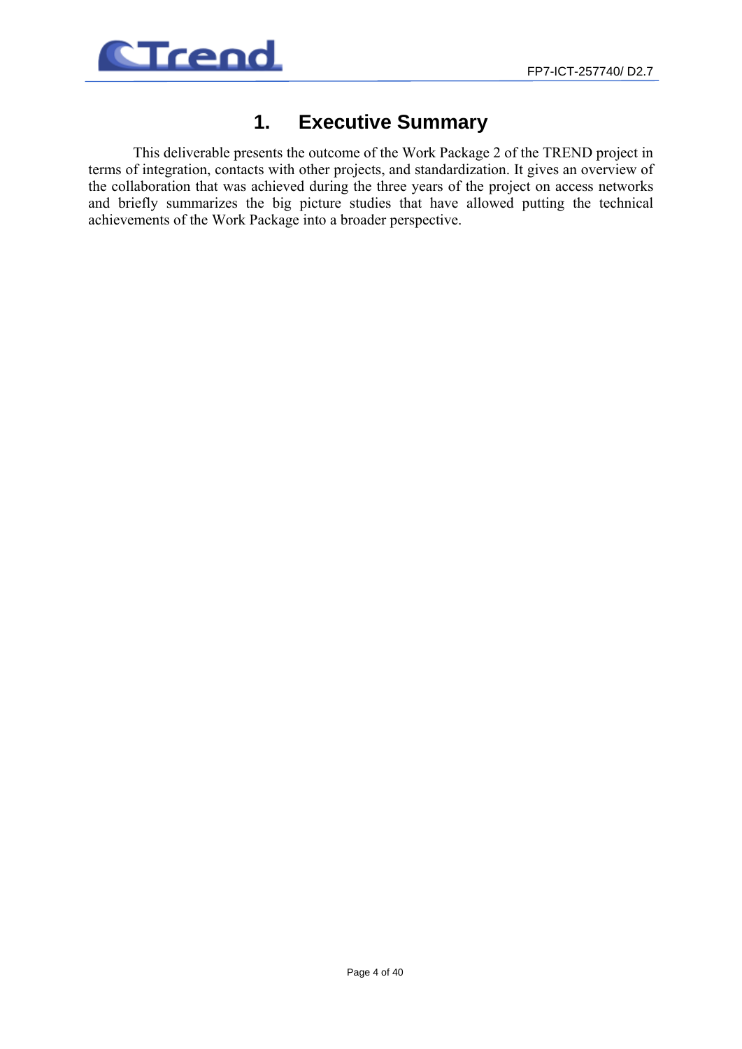# 1. Executive Summary

This deliverable presents the outcome of the Work Package 2 of the TREND project in terms of integration, contacts with other projects, and standardization. It gives an overview of the collaboration that was achieved during the three years of the project on access networks and briefly summarizes the big picture studies that have allowed putting the technical achievements of the Work Package into a broader perspective.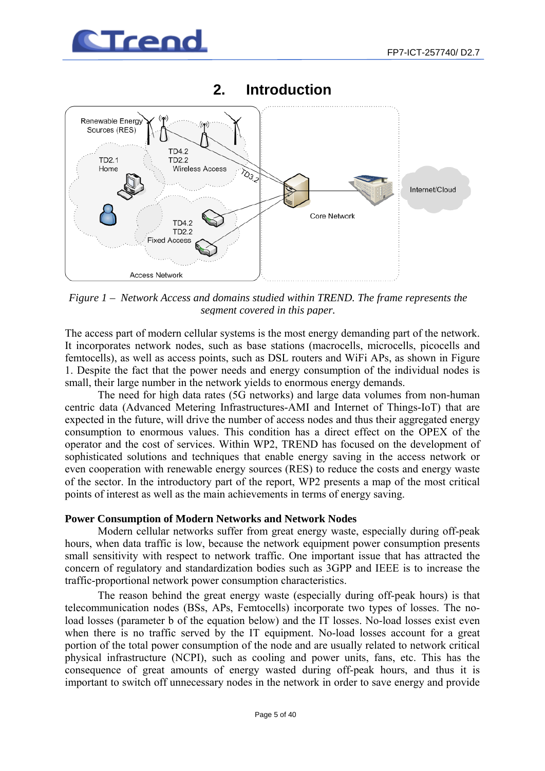# 2. Introduction

*Figure 1 – Network Access and domains studied within TREND. The frame represents the segment covered in this paper.*

The access part of modern cellular systems is the most energy demanding part of the network. It incorporates network nodes, such as base stations (macrocells, microcells, picocells and femtocells), as well as access points, such as DSL routers and WiFi APs, as shown in Figure 1. Despite the fact that the power needs and energy consumption of the individual nodes is small, their large number in the network yields to enormous energy demands.

The need for high data rates (5G networks) and large data volumes from non-human centric data (Advanced Metering Infrastructures-AMI and Internet of Things-IoT) that are expected in the future, will drive the number of access nodes and thus their aggregated energy consumption to enormous values. This condition has a direct effect on the OPEX of the operator and the cost of services. Within WP2, TREND has focused on the development of sophisticated solutions and techniques that enable energy saving in the access network or even cooperation with renewable energy sources (RES) to reduce the costs and energy waste of the sector. In the introductory part of the report, WP2 presents a map of the most critical points of interest as well as the main achievements in terms of energy saving.

**Power Consumption of Modern Networks and Network Nodes**

Modern cellular networks suffer from great energy waste, especially during off-peak hours, when data traffic is low, because the network equipment power consumption presents small sensitivity with respect to network traffic. One important issue that has attracted the concern of regulatory and standardization bodies such as 3GPP and IEEE is to increase the traffic-proportional network power consumption characteristics.

The reason behind the great energy waste (especially during off-peak hours) is that telecommunication nodes (BSs, APs, Femtocells) incorporate two types of losses. The no-load losses (parameter b of the equation below) and the IT losses. No-load losses exist even when there is no traffic served by the IT equipment. No-load losses account for a great portion of the total power consumption of the node and are usually related to network critical physical infrastructure (NCPI), such as cooling and power units, fans, etc. This has the consequence of great amounts of energy wasted during off-peak hours, and thus it is important to switch off unnecessary nodes in the network in order to save energy and provide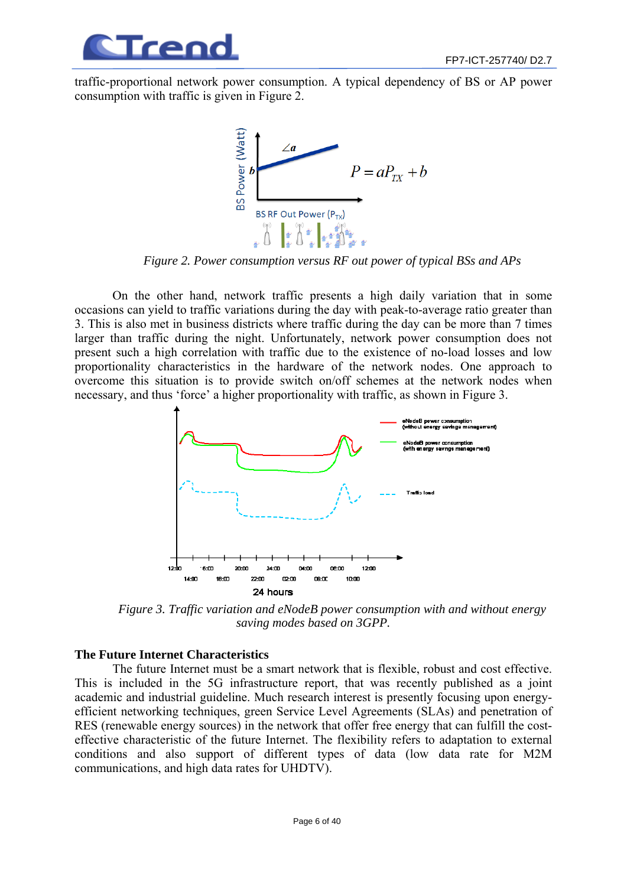traffic-proportional network power consumption. A typical dependency of BS or AP power consumption with traffic is given in Figure 2.

*Figure 2. Power consumption versus RF out power of typical BSs and APs*

On the other hand, network traffic presents a high daily variation that in some occasions can yield to traffic variations during the day with peak-to-average ratio greater than 3. This is also met in business districts where traffic during the day can be more than 7 times larger than traffic during the night. Unfortunately, network power consumption does not present such a high correlation with traffic due to the existence of no-load losses and low proportionality characteristics in the hardware of the network nodes. One approach to overcome this situation is to provide switch on/off schemes at the network nodes when necessary, and thus 'force' a higher proportionality with traffic, as shown in Figure 3.

*Figure 3. Traffic variation and eNodeB power consumption with and without energy saving modes based on 3GPP.*

**The Future Internet Characteristics**

The future Internet must be a smart network that is flexible, robust and cost effective. This is included in the 5G infrastructure report, that was recently published as a joint academic and industrial guideline. Much research interest is presently focusing upon energy-efficient networking techniques, green Service Level Agreements (SLAs) and penetration of RES (renewable energy sources) in the network that offer free energy that can fulfill the cost-effective characteristic of the future Internet. The flexibility refers to adaptation to external conditions and also support of different types of data (low data rate for M2M communications, and high data rates for UHDTV).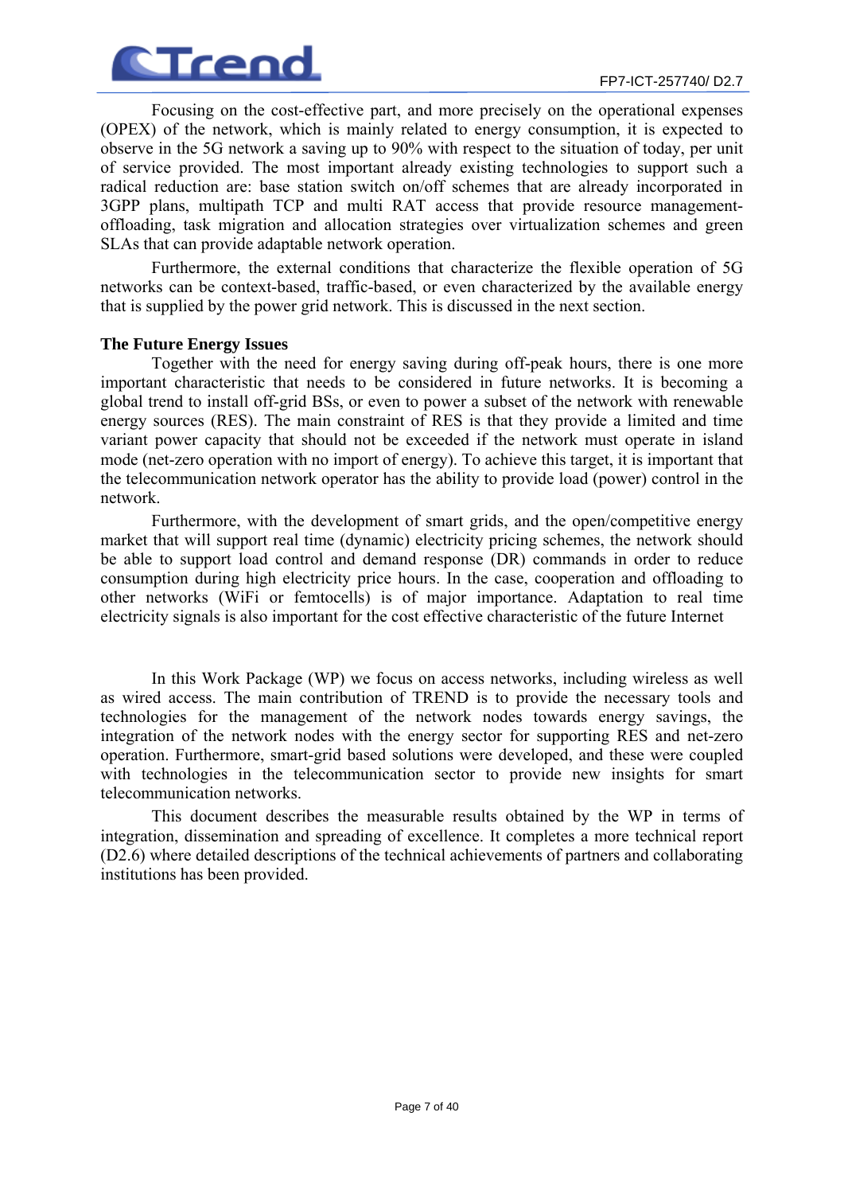Focusing on the cost-effective part, and more precisely on the operational expenses (OPEX) of the network, which is mainly related to energy consumption, it is expected to observe in the 5G network a saving up to 90% with respect to the situation of today, per unit of service provided. The most important already existing technologies to support such a radical reduction are: base station switch on/off schemes that are already incorporated in 3GPP plans, multipath TCP and multi RAT access that provide resource management-offloading, task migration and allocation strategies over virtualization schemes and green SLAs that can provide adaptable network operation.

Furthermore, the external conditions that characterize the flexible operation of 5G networks can be context-based, traffic-based, or even characterized by the available energy that is supplied by the power grid network. This is discussed in the next section.

**The Future Energy Issues**

Together with the need for energy saving during off-peak hours, there is one more important characteristic that needs to be considered in future networks. It is becoming a global trend to install off-grid BSs, or even to power a subset of the network with renewable energy sources (RES). The main constraint of RES is that they provide a limited and time variant power capacity that should not be exceeded if the network must operate in island mode (net-zero operation with no import of energy). To achieve this target, it is important that the telecommunication network operator has the ability to provide load (power) control in the network.

Furthermore, with the development of smart grids, and the open/competitive energy market that will support real time (dynamic) electricity pricing schemes, the network should be able to support load control and demand response (DR) commands in order to reduce consumption during high electricity price hours. In the case, cooperation and offloading to other networks (WiFi or femtocells) is of major importance. Adaptation to real time electricity signals is also important for the cost effective characteristic of the future Internet

In this Work Package (WP) we focus on access networks, including wireless as well as wired access. The main contribution of TREND is to provide the necessary tools and technologies for the management of the network nodes towards energy savings, the integration of the network nodes with the energy sector for supporting RES and net-zero operation. Furthermore, smart-grid based solutions were developed, and these were coupled with technologies in the telecommunication sector to provide new insights for smart telecommunication networks.

This document describes the measurable results obtained by the WP in terms of integration, dissemination and spreading of excellence. It completes a more technical report (D2.6) where detailed descriptions of the technical achievements of partners and collaborating institutions has been provided.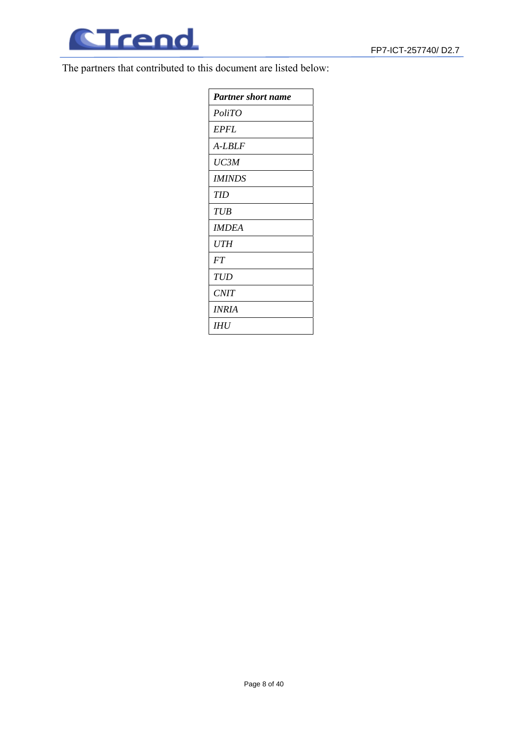The partners that contributed to this document are listed below:

| ***Partner short name*** |
|---|
| *PoliTO* |
| *EPFL* |
| *A-LBLF* |
| *UC3M* |
| *IMINDS* |
| *TID* |
| *TUB* |
| *IMDEA* |
| *UTH* |
| *FT* |
| *TUD* |
| *CNIT* |
| *INRIA* |
| *IHU* |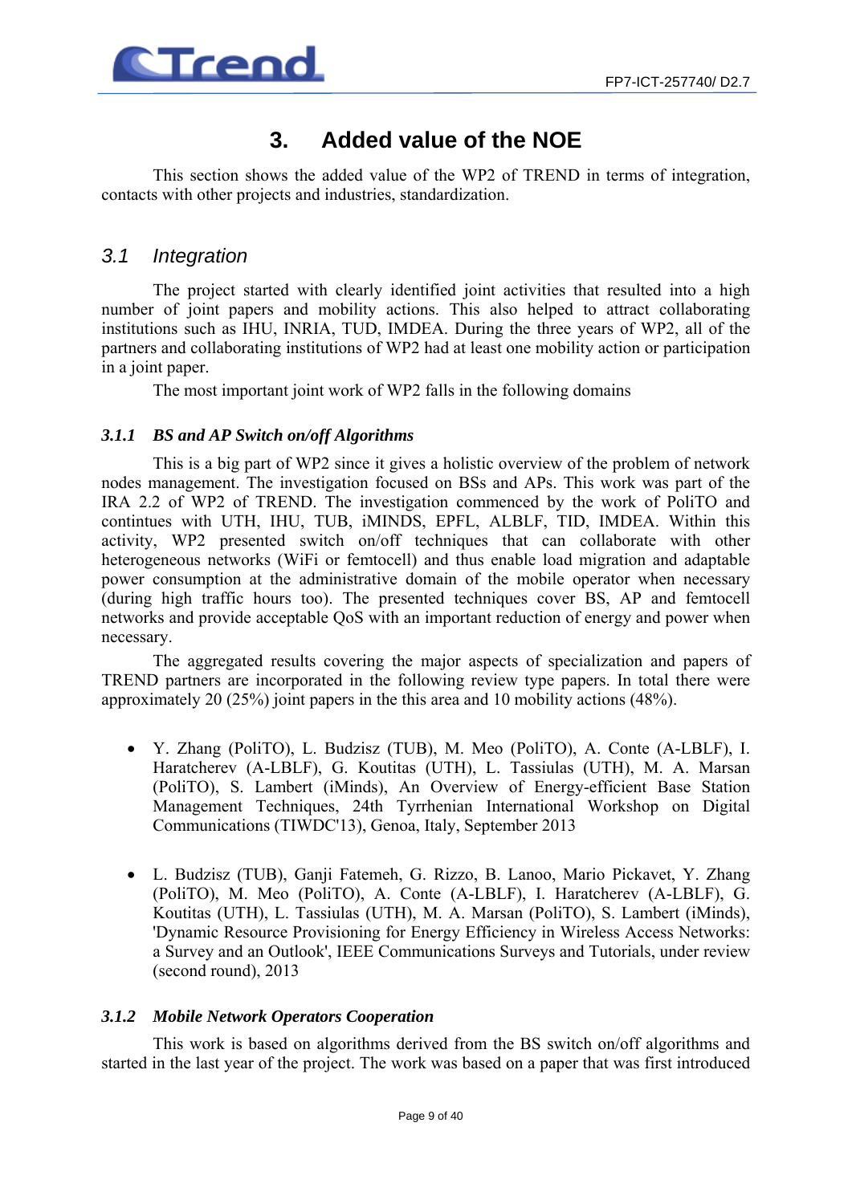# 3. Added value of the NOE

This section shows the added value of the WP2 of TREND in terms of integration, contacts with other projects and industries, standardization.

## *3.1 Integration*

The project started with clearly identified joint activities that resulted into a high number of joint papers and mobility actions. This also helped to attract collaborating institutions such as IHU, INRIA, TUD, IMDEA. During the three years of WP2, all of the partners and collaborating institutions of WP2 had at least one mobility action or participation in a joint paper.

The most important joint work of WP2 falls in the following domains

### *3.1.1 BS and AP Switch on/off Algorithms*

This is a big part of WP2 since it gives a holistic overview of the problem of network nodes management. The investigation focused on BSs and APs. This work was part of the IRA 2.2 of WP2 of TREND. The investigation commenced by the work of PoliTO and continues with UTH, IHU, TUB, iMINDS, EPFL, ALBLF, TID, IMDEA. Within this activity, WP2 presented switch on/off techniques that can collaborate with other heterogeneous networks (WiFi or femtocell) and thus enable load migration and adaptable power consumption at the administrative domain of the mobile operator when necessary (during high traffic hours too). The presented techniques cover BS, AP and femtocell networks and provide acceptable QoS with an important reduction of energy and power when necessary.

The aggregated results covering the major aspects of specialization and papers of TREND partners are incorporated in the following review type papers. In total there were approximately 20 (25%) joint papers in the this area and 10 mobility actions (48%).

- Y. Zhang (PoliTO), L. Budzisz (TUB), M. Meo (PoliTO), A. Conte (A-LBLF), I. Haratcherev (A-LBLF), G. Koutitas (UTH), L. Tassiulas (UTH), M. A. Marsan (PoliTO), S. Lambert (iMinds), An Overview of Energy-efficient Base Station Management Techniques, 24th Tyrrhenian International Workshop on Digital Communications (TIWDC'13), Genoa, Italy, September 2013

- L. Budzisz (TUB), Ganji Fatemeh, G. Rizzo, B. Lanoo, Mario Pickavet, Y. Zhang (PoliTO), M. Meo (PoliTO), A. Conte (A-LBLF), I. Haratcherev (A-LBLF), G. Koutitas (UTH), L. Tassiulas (UTH), M. A. Marsan (PoliTO), S. Lambert (iMinds), 'Dynamic Resource Provisioning for Energy Efficiency in Wireless Access Networks: a Survey and an Outlook', IEEE Communications Surveys and Tutorials, under review (second round), 2013

### *3.1.2 Mobile Network Operators Cooperation*

This work is based on algorithms derived from the BS switch on/off algorithms and started in the last year of the project. The work was based on a paper that was first introduced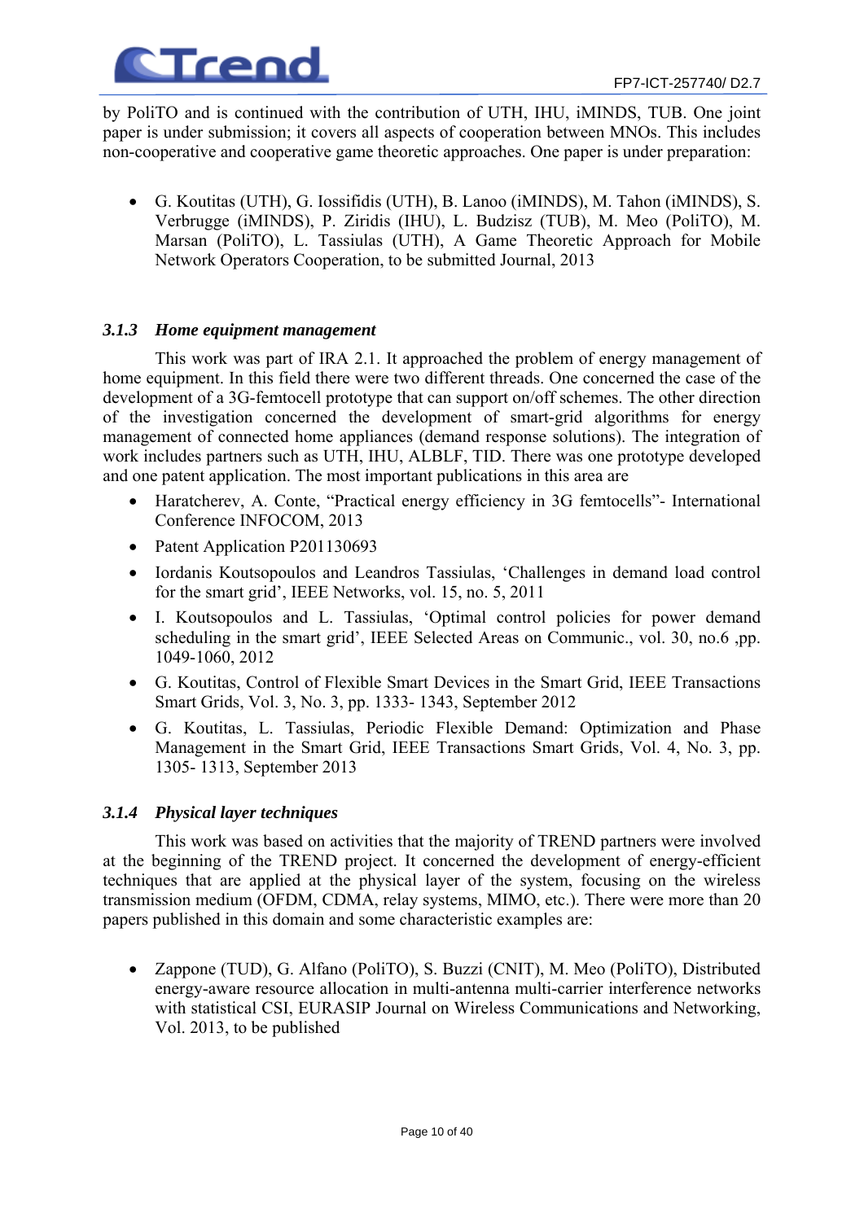by PoliTO and is continued with the contribution of UTH, IHU, iMINDS, TUB. One joint paper is under submission; it covers all aspects of cooperation between MNOs. This includes non-cooperative and cooperative game theoretic approaches. One paper is under preparation:

- G. Koutitas (UTH), G. Iossifidis (UTH), B. Lanoo (iMINDS), M. Tahon (iMINDS), S. Verbrugge (iMINDS), P. Ziridis (IHU), L. Budzisz (TUB), M. Meo (PoliTO), M. Marsan (PoliTO), L. Tassiulas (UTH), A Game Theoretic Approach for Mobile Network Operators Cooperation, to be submitted Journal, 2013

### *3.1.3 Home equipment management*

This work was part of IRA 2.1. It approached the problem of energy management of home equipment. In this field there were two different threads. One concerned the case of the development of a 3G-femtocell prototype that can support on/off schemes. The other direction of the investigation concerned the development of smart-grid algorithms for energy management of connected home appliances (demand response solutions). The integration of work includes partners such as UTH, IHU, ALBLF, TID. There was one prototype developed and one patent application. The most important publications in this area are

- Haratcherev, A. Conte, "Practical energy efficiency in 3G femtocells"- International Conference INFOCOM, 2013
- Patent Application P201130693
- Iordanis Koutsopoulos and Leandros Tassiulas, 'Challenges in demand load control for the smart grid', IEEE Networks, vol. 15, no. 5, 2011
- I. Koutsopoulos and L. Tassiulas, 'Optimal control policies for power demand scheduling in the smart grid', IEEE Selected Areas on Communic., vol. 30, no.6 ,pp. 1049-1060, 2012
- G. Koutitas, Control of Flexible Smart Devices in the Smart Grid, IEEE Transactions Smart Grids, Vol. 3, No. 3, pp. 1333- 1343, September 2012
- G. Koutitas, L. Tassiulas, Periodic Flexible Demand: Optimization and Phase Management in the Smart Grid, IEEE Transactions Smart Grids, Vol. 4, No. 3, pp. 1305- 1313, September 2013

### *3.1.4 Physical layer techniques*

This work was based on activities that the majority of TREND partners were involved at the beginning of the TREND project. It concerned the development of energy-efficient techniques that are applied at the physical layer of the system, focusing on the wireless transmission medium (OFDM, CDMA, relay systems, MIMO, etc.). There were more than 20 papers published in this domain and some characteristic examples are:

- Zappone (TUD), G. Alfano (PoliTO), S. Buzzi (CNIT), M. Meo (PoliTO), Distributed energy-aware resource allocation in multi-antenna multi-carrier interference networks with statistical CSI, EURASIP Journal on Wireless Communications and Networking, Vol. 2013, to be published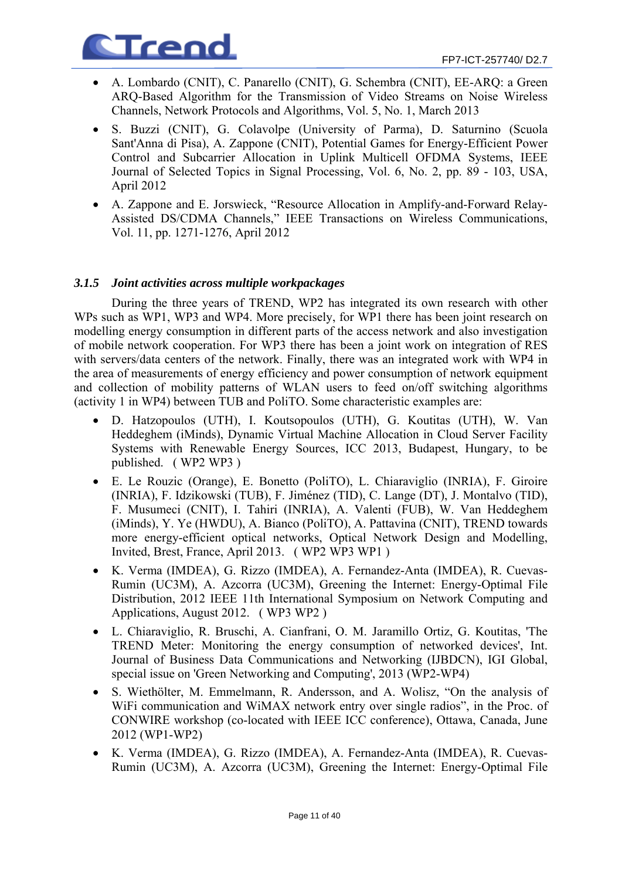- A. Lombardo (CNIT), C. Panarello (CNIT), G. Schembra (CNIT), EE-ARQ: a Green ARQ-Based Algorithm for the Transmission of Video Streams on Noise Wireless Channels, Network Protocols and Algorithms, Vol. 5, No. 1, March 2013
- S. Buzzi (CNIT), G. Colavolpe (University of Parma), D. Saturnino (Scuola Sant'Anna di Pisa), A. Zappone (CNIT), Potential Games for Energy-Efficient Power Control and Subcarrier Allocation in Uplink Multicell OFDMA Systems, IEEE Journal of Selected Topics in Signal Processing, Vol. 6, No. 2, pp. 89 - 103, USA, April 2012
- A. Zappone and E. Jorswieck, "Resource Allocation in Amplify-and-Forward Relay-Assisted DS/CDMA Channels," IEEE Transactions on Wireless Communications, Vol. 11, pp. 1271-1276, April 2012

### *3.1.5 Joint activities across multiple workpackages*

During the three years of TREND, WP2 has integrated its own research with other WPs such as WP1, WP3 and WP4. More precisely, for WP1 there has been joint research on modelling energy consumption in different parts of the access network and also investigation of mobile network cooperation. For WP3 there has been a joint work on integration of RES with servers/data centers of the network. Finally, there was an integrated work with WP4 in the area of measurements of energy efficiency and power consumption of network equipment and collection of mobility patterns of WLAN users to feed on/off switching algorithms (activity 1 in WP4) between TUB and PoliTO. Some characteristic examples are:

- D. Hatzopoulos (UTH), I. Koutsopoulos (UTH), G. Koutitas (UTH), W. Van Heddeghem (iMinds), Dynamic Virtual Machine Allocation in Cloud Server Facility Systems with Renewable Energy Sources, ICC 2013, Budapest, Hungary, to be published. ( WP2 WP3 )
- E. Le Rouzic (Orange), E. Bonetto (PoliTO), L. Chiaraviglio (INRIA), F. Giroire (INRIA), F. Idzikowski (TUB), F. Jiménez (TID), C. Lange (DT), J. Montalvo (TID), F. Musumeci (CNIT), I. Tahiri (INRIA), A. Valenti (FUB), W. Van Heddeghem (iMinds), Y. Ye (HWDU), A. Bianco (PoliTO), A. Pattavina (CNIT), TREND towards more energy-efficient optical networks, Optical Network Design and Modelling, Invited, Brest, France, April 2013. ( WP2 WP3 WP1 )
- K. Verma (IMDEA), G. Rizzo (IMDEA), A. Fernandez-Anta (IMDEA), R. Cuevas-Rumin (UC3M), A. Azcorra (UC3M), Greening the Internet: Energy-Optimal File Distribution, 2012 IEEE 11th International Symposium on Network Computing and Applications, August 2012. ( WP3 WP2 )
- L. Chiaraviglio, R. Bruschi, A. Cianfrani, O. M. Jaramillo Ortiz, G. Koutitas, 'The TREND Meter: Monitoring the energy consumption of networked devices', Int. Journal of Business Data Communications and Networking (IJBDCN), IGI Global, special issue on 'Green Networking and Computing', 2013 (WP2-WP4)
- S. Wiethölter, M. Emmelmann, R. Andersson, and A. Wolisz, "On the analysis of WiFi communication and WiMAX network entry over single radios", in the Proc. of CONWIRE workshop (co-located with IEEE ICC conference), Ottawa, Canada, June 2012 (WP1-WP2)
- K. Verma (IMDEA), G. Rizzo (IMDEA), A. Fernandez-Anta (IMDEA), R. Cuevas-Rumin (UC3M), A. Azcorra (UC3M), Greening the Internet: Energy-Optimal File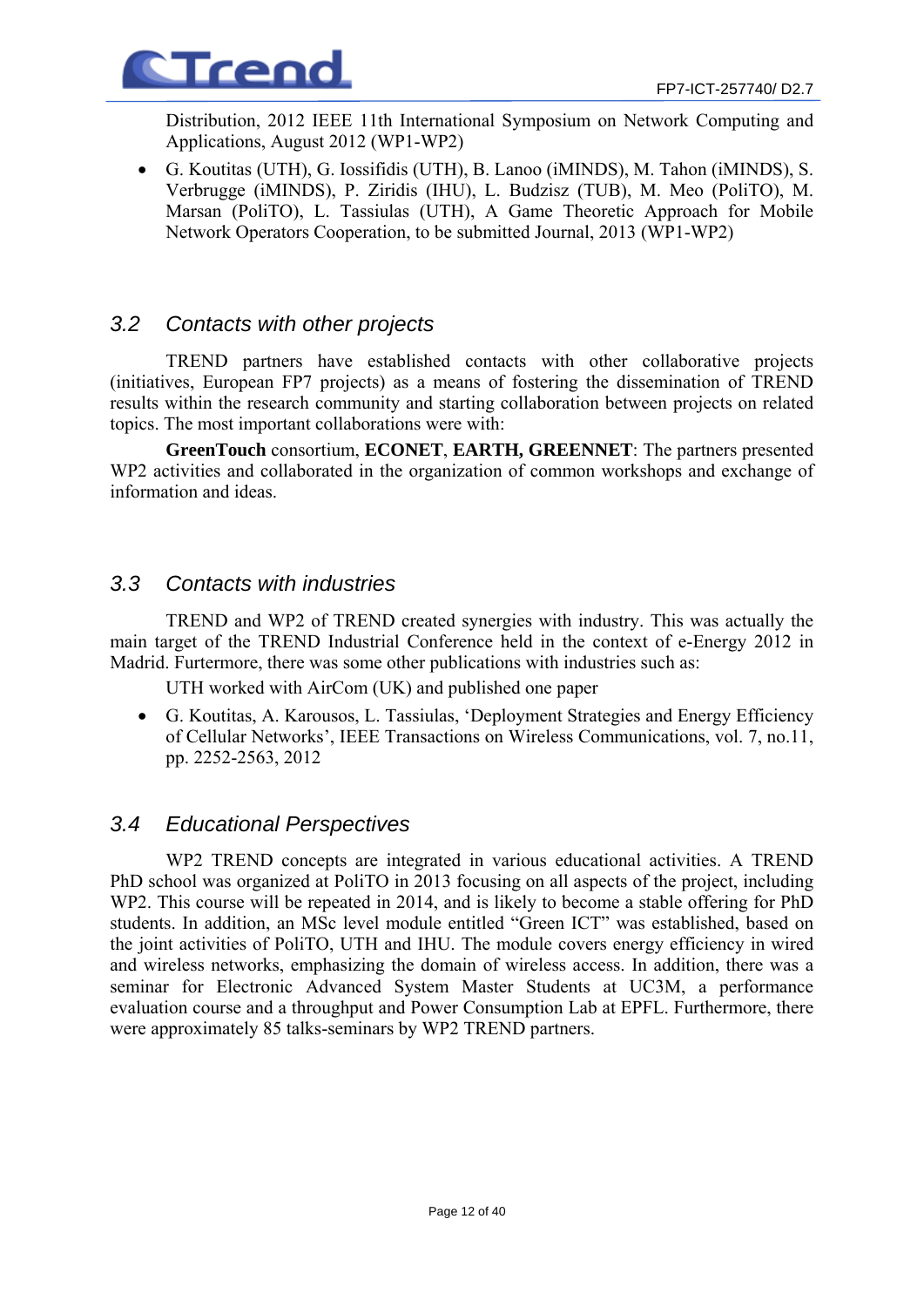Distribution, 2012 IEEE 11th International Symposium on Network Computing and Applications, August 2012 (WP1-WP2)

- G. Koutitas (UTH), G. Iossifidis (UTH), B. Lanoo (iMINDS), M. Tahon (iMINDS), S. Verbrugge (iMINDS), P. Ziridis (IHU), L. Budzisz (TUB), M. Meo (PoliTO), M. Marsan (PoliTO), L. Tassiulas (UTH), A Game Theoretic Approach for Mobile Network Operators Cooperation, to be submitted Journal, 2013 (WP1-WP2)

## *3.2 Contacts with other projects*

TREND partners have established contacts with other collaborative projects (initiatives, European FP7 projects) as a means of fostering the dissemination of TREND results within the research community and starting collaboration between projects on related topics. The most important collaborations were with:

**GreenTouch** consortium, **ECONET**, **EARTH, GREENNET**: The partners presented WP2 activities and collaborated in the organization of common workshops and exchange of information and ideas.

## *3.3 Contacts with industries*

TREND and WP2 of TREND created synergies with industry. This was actually the main target of the TREND Industrial Conference held in the context of e-Energy 2012 in Madrid. Furtermore, there was some other publications with industries such as:

UTH worked with AirCom (UK) and published one paper

- G. Koutitas, A. Karousos, L. Tassiulas, 'Deployment Strategies and Energy Efficiency of Cellular Networks', IEEE Transactions on Wireless Communications, vol. 7, no.11, pp. 2252-2563, 2012

## *3.4 Educational Perspectives*

WP2 TREND concepts are integrated in various educational activities. A TREND PhD school was organized at PoliTO in 2013 focusing on all aspects of the project, including WP2. This course will be repeated in 2014, and is likely to become a stable offering for PhD students. In addition, an MSc level module entitled "Green ICT" was established, based on the joint activities of PoliTO, UTH and IHU. The module covers energy efficiency in wired and wireless networks, emphasizing the domain of wireless access. In addition, there was a seminar for Electronic Advanced System Master Students at UC3M, a performance evaluation course and a throughput and Power Consumption Lab at EPFL. Furthermore, there were approximately 85 talks-seminars by WP2 TREND partners.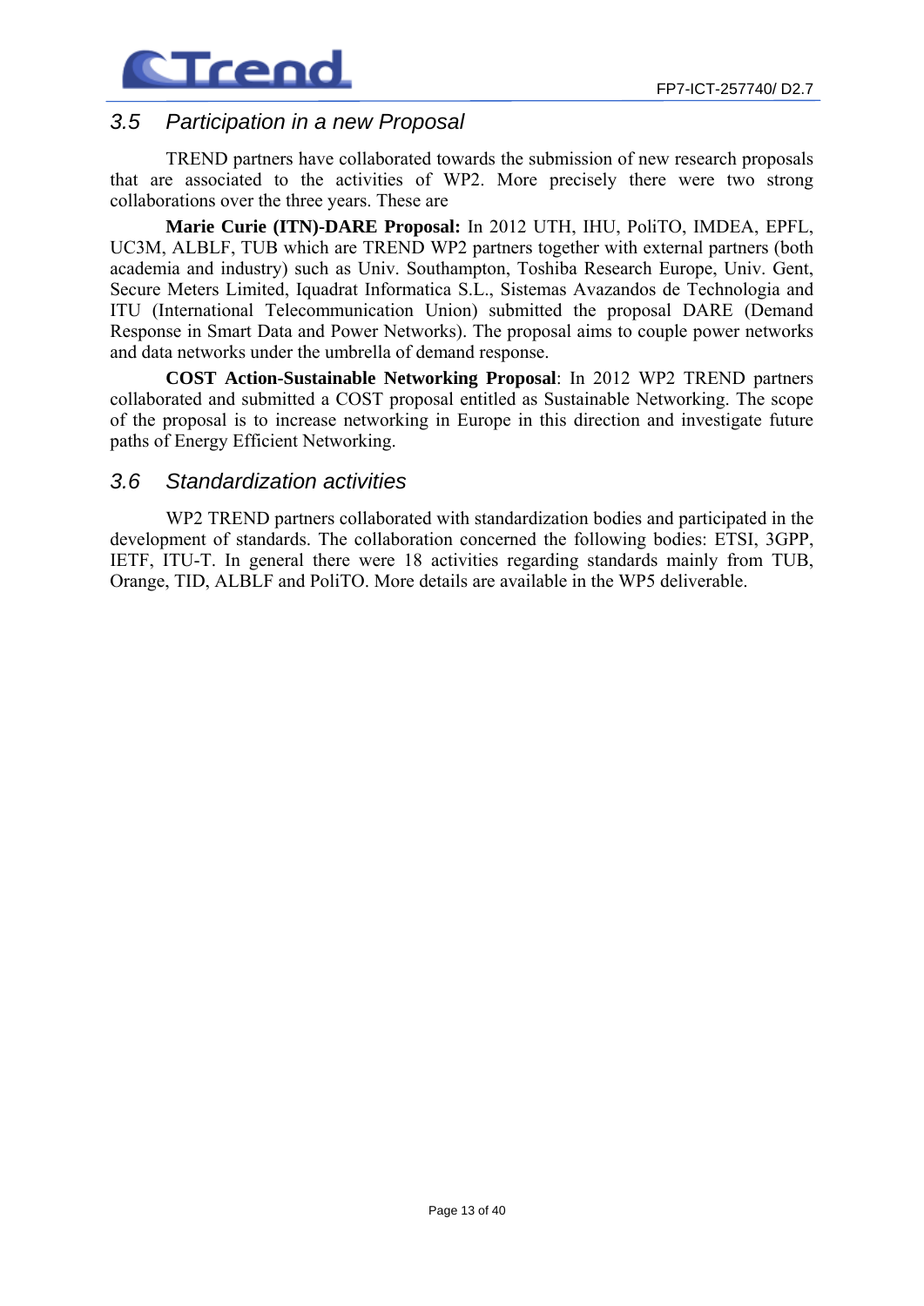## 3.5 Participation in a new Proposal

TREND partners have collaborated towards the submission of new research proposals that are associated to the activities of WP2. More precisely there were two strong collaborations over the three years. These are

**Marie Curie (ITN)-DARE Proposal:** In 2012 UTH, IHU, PoliTO, IMDEA, EPFL, UC3M, ALBLF, TUB which are TREND WP2 partners together with external partners (both academia and industry) such as Univ. Southampton, Toshiba Research Europe, Univ. Gent, Secure Meters Limited, Iquadrat Informatica S.L., Sistemas Avazandos de Technologia and ITU (International Telecommunication Union) submitted the proposal DARE (Demand Response in Smart Data and Power Networks). The proposal aims to couple power networks and data networks under the umbrella of demand response.

**COST Action-Sustainable Networking Proposal**: In 2012 WP2 TREND partners collaborated and submitted a COST proposal entitled as Sustainable Networking. The scope of the proposal is to increase networking in Europe in this direction and investigate future paths of Energy Efficient Networking.

## 3.6 Standardization activities

WP2 TREND partners collaborated with standardization bodies and participated in the development of standards. The collaboration concerned the following bodies: ETSI, 3GPP, IETF, ITU-T. In general there were 18 activities regarding standards mainly from TUB, Orange, TID, ALBLF and PoliTO. More details are available in the WP5 deliverable.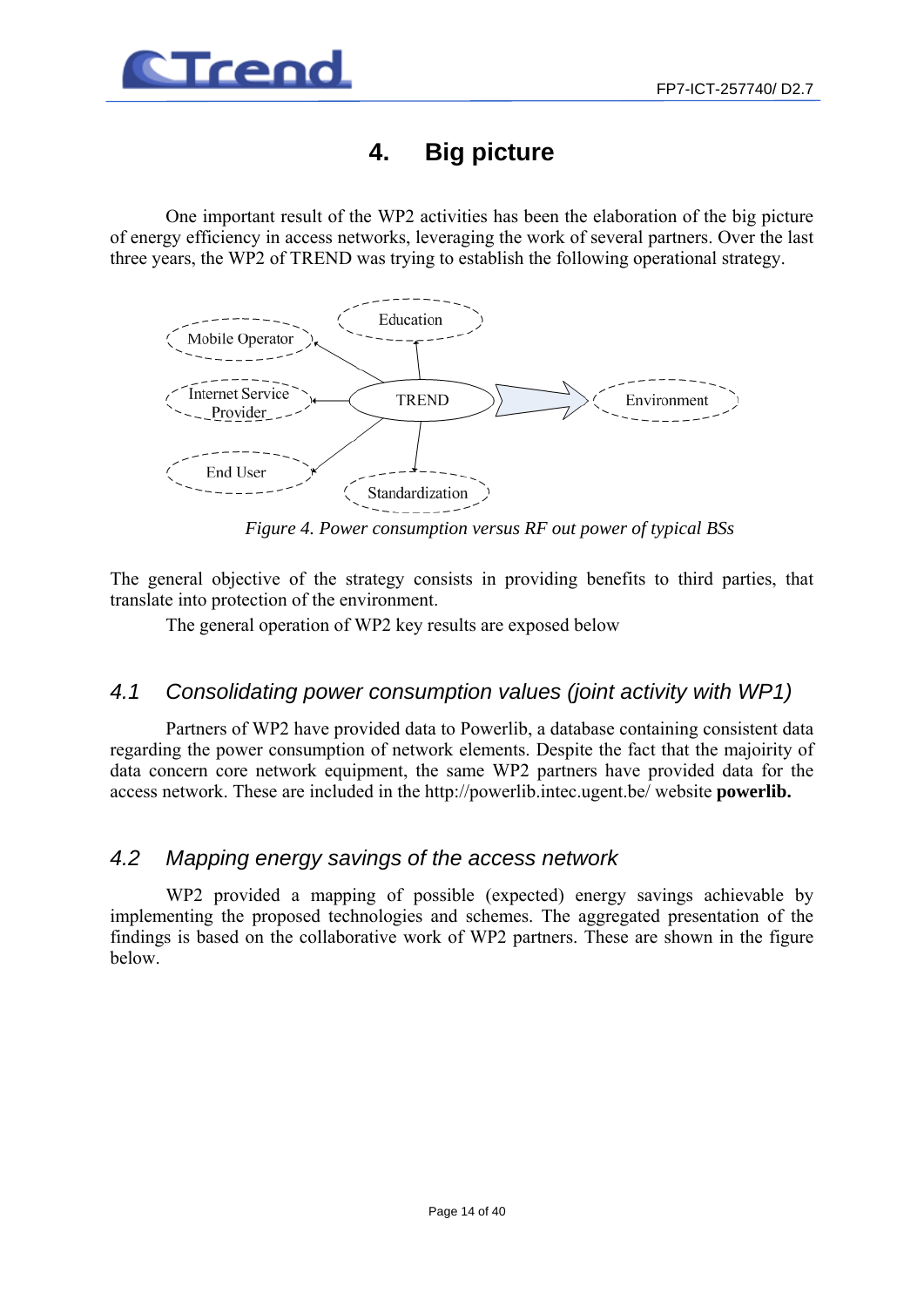# 4. Big picture

One important result of the WP2 activities has been the elaboration of the big picture of energy efficiency in access networks, leveraging the work of several partners. Over the last three years, the WP2 of TREND was trying to establish the following operational strategy.

*Figure 4. Power consumption versus RF out power of typical BSs*

The general objective of the strategy consists in providing benefits to third parties, that translate into protection of the environment.

The general operation of WP2 key results are exposed below

## 4.1 Consolidating power consumption values (joint activity with WP1)

Partners of WP2 have provided data to Powerlib, a database containing consistent data regarding the power consumption of network elements. Despite the fact that the majoirity of data concern core network equipment, the same WP2 partners have provided data for the access network. These are included in the http://powerlib.intec.ugent.be/ website **powerlib.**

## 4.2 Mapping energy savings of the access network

WP2 provided a mapping of possible (expected) energy savings achievable by implementing the proposed technologies and schemes. The aggregated presentation of the findings is based on the collaborative work of WP2 partners. These are shown in the figure below.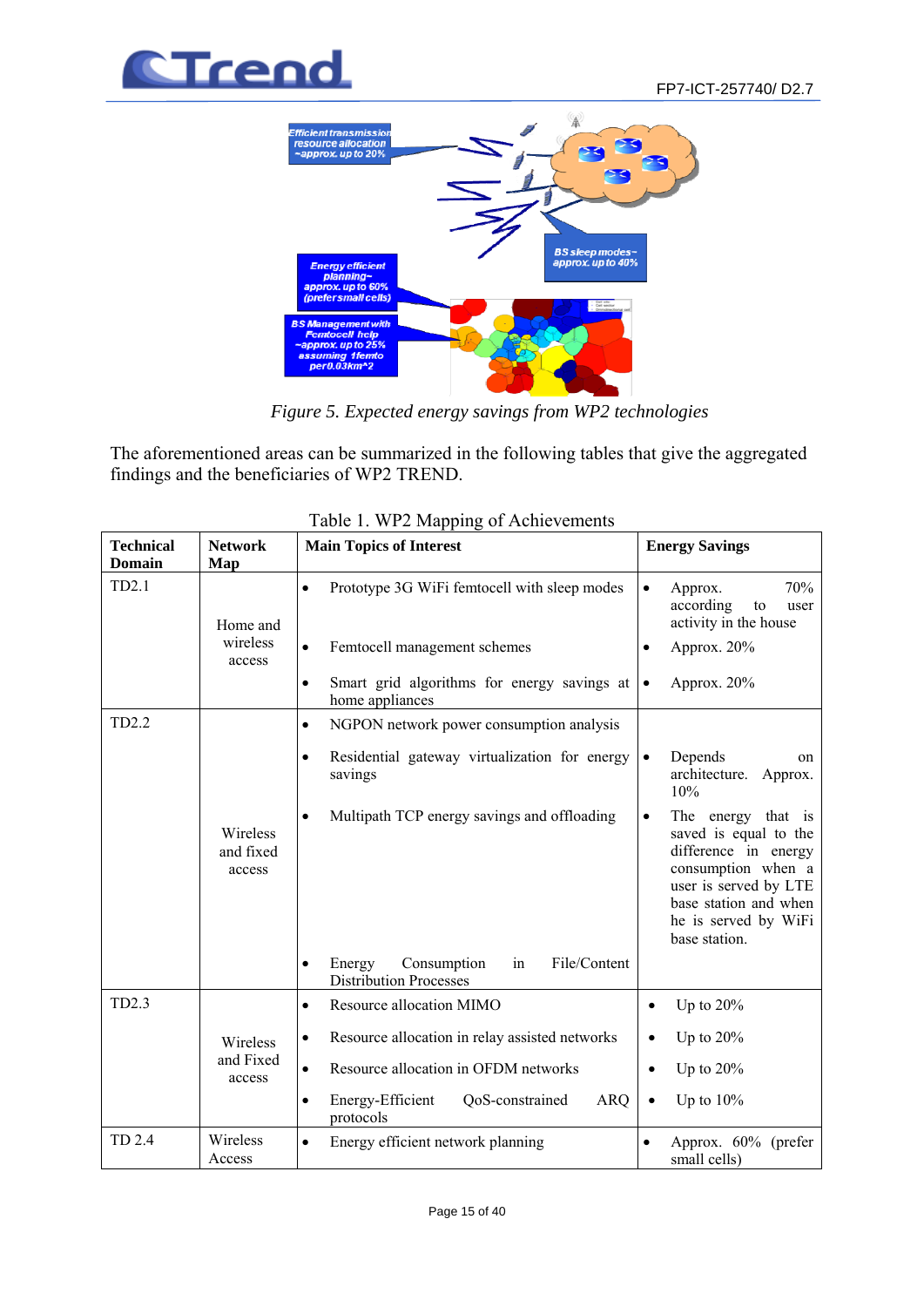Figure 5. Expected energy savings from WP2 technologies

The aforementioned areas can be summarized in the following tables that give the aggregated findings and the beneficiaries of WP2 TREND.

Table 1. WP2 Mapping of Achievements

| Technical Domain | Network Map | Main Topics of Interest | Energy Savings |
|---|---|---|---|
| TD2.1 | Home and wireless access | • Prototype 3G WiFi femtocell with sleep modes<br>• Femtocell management schemes<br>• Smart grid algorithms for energy savings at home appliances | • Approx. 70% according to user activity in the house<br>• Approx. 20%<br>• Approx. 20% |
| TD2.2 | Wireless and fixed access | • NGPON network power consumption analysis<br>• Residential gateway virtualization for energy savings<br>• Multipath TCP energy savings and offloading<br>• Energy Consumption in File/Content Distribution Processes | • Depends on architecture. Approx. 10%<br>• The energy that is saved is equal to the difference in energy consumption when a user is served by LTE base station and when he is served by WiFi base station. |
| TD2.3 | Wireless and Fixed access | • Resource allocation MIMO<br>• Resource allocation in relay assisted networks<br>• Resource allocation in OFDM networks<br>• Energy-Efficient QoS-constrained ARQ protocols | • Up to 20%<br>• Up to 20%<br>• Up to 20%<br>• Up to 10% |
| TD 2.4 | Wireless Access | • Energy efficient network planning | • Approx. 60% (prefer small cells) |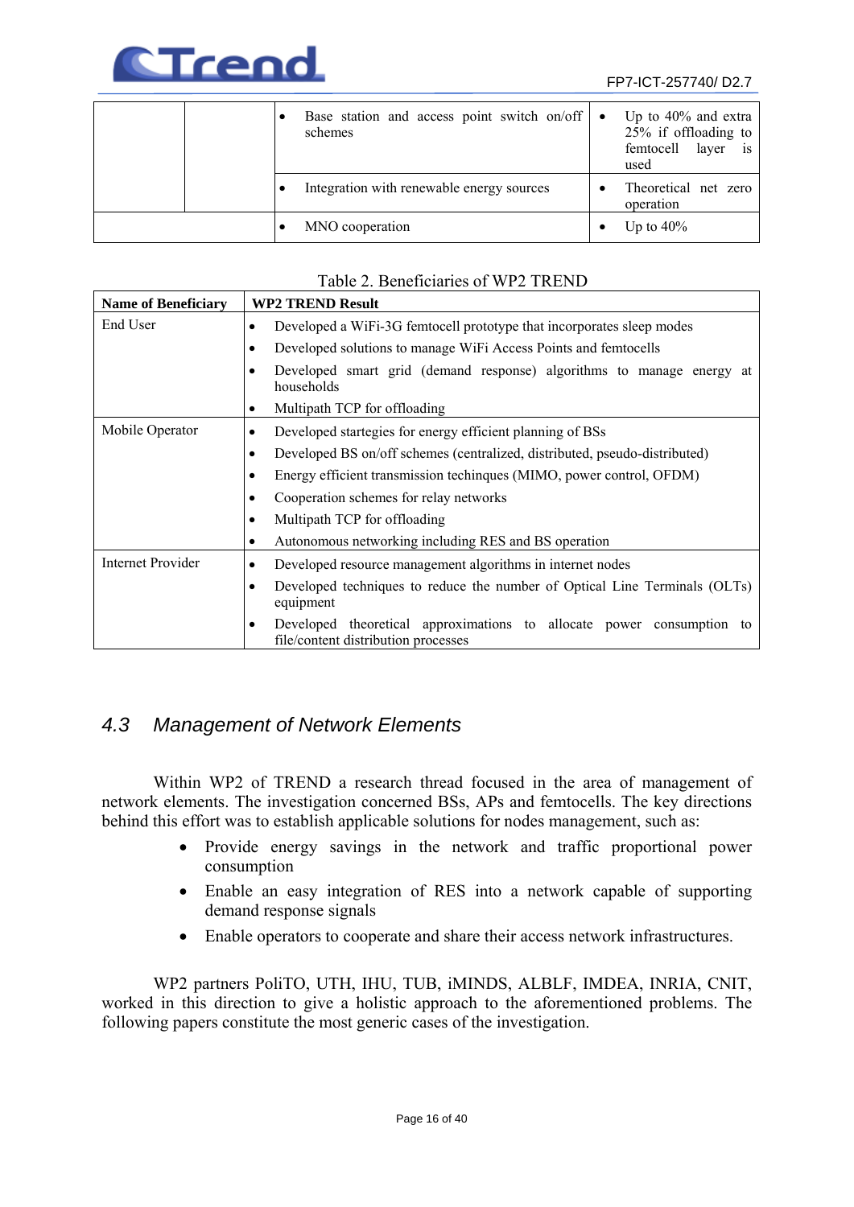| | | | |
|---|---|---|---|
| | | • Base station and access point switch on/off schemes | • Up to 40% and extra 25% if offloading to femtocell layer is used |
| | | • Integration with renewable energy sources | • Theoretical net zero operation |
| | | • MNO cooperation | • Up to 40% |

Table 2. Beneficiaries of WP2 TREND

| Name of Beneficiary | WP2 TREND Result |
|---|---|
| End User | • Developed a WiFi-3G femtocell prototype that incorporates sleep modes<br>• Developed solutions to manage WiFi Access Points and femtocells<br>• Developed smart grid (demand response) algorithms to manage energy at households<br>• Multipath TCP for offloading |
| Mobile Operator | • Developed startegies for energy efficient planning of BSs<br>• Developed BS on/off schemes (centralized, distributed, pseudo-distributed)<br>• Energy efficient transmission techinques (MIMO, power control, OFDM)<br>• Cooperation schemes for relay networks<br>• Multipath TCP for offloading<br>• Autonomous networking including RES and BS operation |
| Internet Provider | • Developed resource management algorithms in internet nodes<br>• Developed techniques to reduce the number of Optical Line Terminals (OLTs) equipment<br>• Developed theoretical approximations to allocate power consumption to file/content distribution processes |

## *4.3 Management of Network Elements*

Within WP2 of TREND a research thread focused in the area of management of network elements. The investigation concerned BSs, APs and femtocells. The key directions behind this effort was to establish applicable solutions for nodes management, such as:

- Provide energy savings in the network and traffic proportional power consumption
- Enable an easy integration of RES into a network capable of supporting demand response signals
- Enable operators to cooperate and share their access network infrastructures.

WP2 partners PoliTO, UTH, IHU, TUB, iMINDS, ALBLF, IMDEA, INRIA, CNIT, worked in this direction to give a holistic approach to the aforementioned problems. The following papers constitute the most generic cases of the investigation.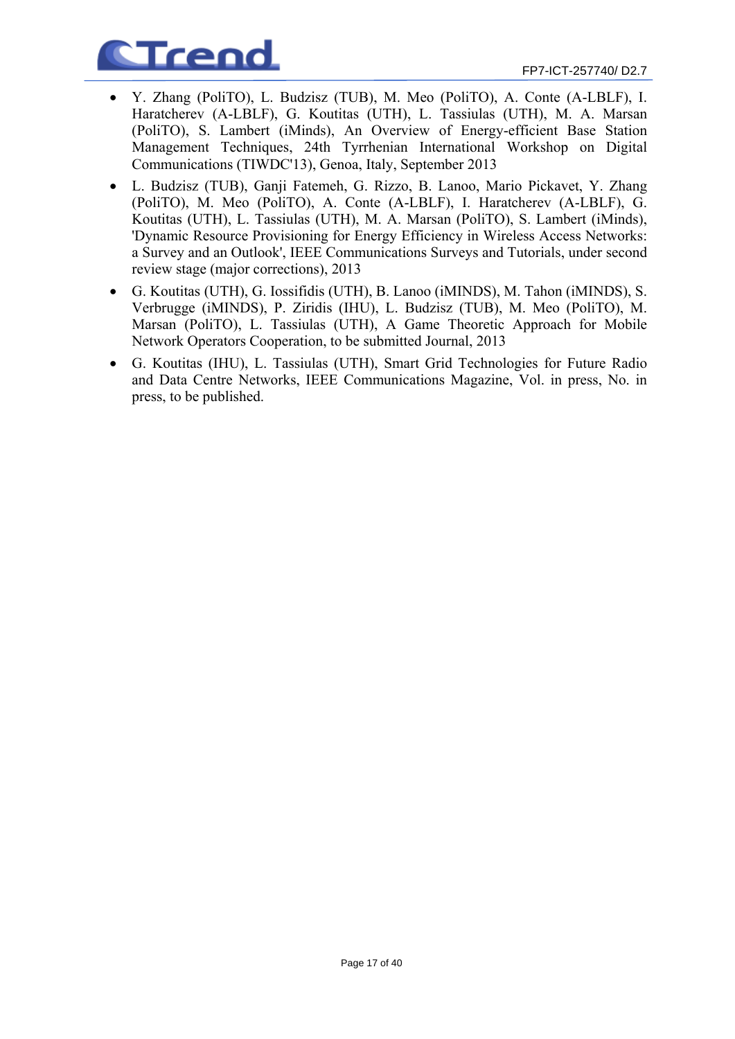- Y. Zhang (PoliTO), L. Budzisz (TUB), M. Meo (PoliTO), A. Conte (A-LBLF), I. Haratcherev (A-LBLF), G. Koutitas (UTH), L. Tassiulas (UTH), M. A. Marsan (PoliTO), S. Lambert (iMinds), An Overview of Energy-efficient Base Station Management Techniques, 24th Tyrrhenian International Workshop on Digital Communications (TIWDC'13), Genoa, Italy, September 2013
- L. Budzisz (TUB), Ganji Fatemeh, G. Rizzo, B. Lanoo, Mario Pickavet, Y. Zhang (PoliTO), M. Meo (PoliTO), A. Conte (A-LBLF), I. Haratcherev (A-LBLF), G. Koutitas (UTH), L. Tassiulas (UTH), M. A. Marsan (PoliTO), S. Lambert (iMinds), 'Dynamic Resource Provisioning for Energy Efficiency in Wireless Access Networks: a Survey and an Outlook', IEEE Communications Surveys and Tutorials, under second review stage (major corrections), 2013
- G. Koutitas (UTH), G. Iossifidis (UTH), B. Lanoo (iMINDS), M. Tahon (iMINDS), S. Verbrugge (iMINDS), P. Ziridis (IHU), L. Budzisz (TUB), M. Meo (PoliTO), M. Marsan (PoliTO), L. Tassiulas (UTH), A Game Theoretic Approach for Mobile Network Operators Cooperation, to be submitted Journal, 2013
- G. Koutitas (IHU), L. Tassiulas (UTH), Smart Grid Technologies for Future Radio and Data Centre Networks, IEEE Communications Magazine, Vol. in press, No. in press, to be published.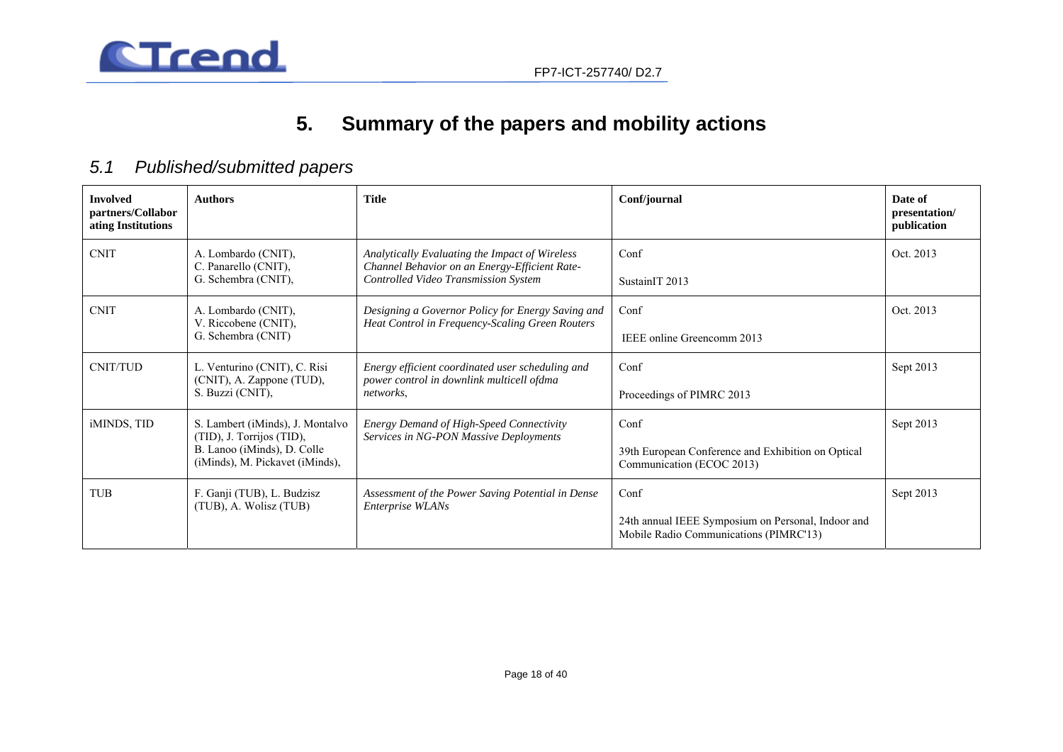# 5. Summary of the papers and mobility actions

## 5.1 Published/submitted papers

| Involved partners/Collaborating Institutions | Authors | Title | Conf/journal | Date of presentation/ publication |
|---|---|---|---|---|
| CNIT | A. Lombardo (CNIT), C. Panarello (CNIT), G. Schembra (CNIT), | *Analytically Evaluating the Impact of Wireless Channel Behavior on an Energy-Efficient Rate-Controlled Video Transmission System* | Conf<br><br>SustainIT 2013 | Oct. 2013 |
| CNIT | A. Lombardo (CNIT), V. Riccobene (CNIT), G. Schembra (CNIT) | *Designing a Governor Policy for Energy Saving and Heat Control in Frequency-Scaling Green Routers* | Conf<br><br>IEEE online Greencomm 2013 | Oct. 2013 |
| CNIT/TUD | L. Venturino (CNIT), C. Risi (CNIT), A. Zappone (TUD), S. Buzzi (CNIT), | *Energy efficient coordinated user scheduling and power control in downlink multicell ofdma networks*, | Conf<br><br>Proceedings of PIMRC 2013 | Sept 2013 |
| iMINDS, TID | S. Lambert (iMinds), J. Montalvo (TID), J. Torrijos (TID), B. Lanoo (iMinds), D. Colle (iMinds), M. Pickavet (iMinds), | *Energy Demand of High-Speed Connectivity Services in NG-PON Massive Deployments* | Conf<br><br>39th European Conference and Exhibition on Optical Communication (ECOC 2013) | Sept 2013 |
| TUB | F. Ganji (TUB), L. Budzisz (TUB), A. Wolisz (TUB) | *Assessment of the Power Saving Potential in Dense Enterprise WLANs* | Conf<br><br>24th annual IEEE Symposium on Personal, Indoor and Mobile Radio Communications (PIMRC'13) | Sept 2013 |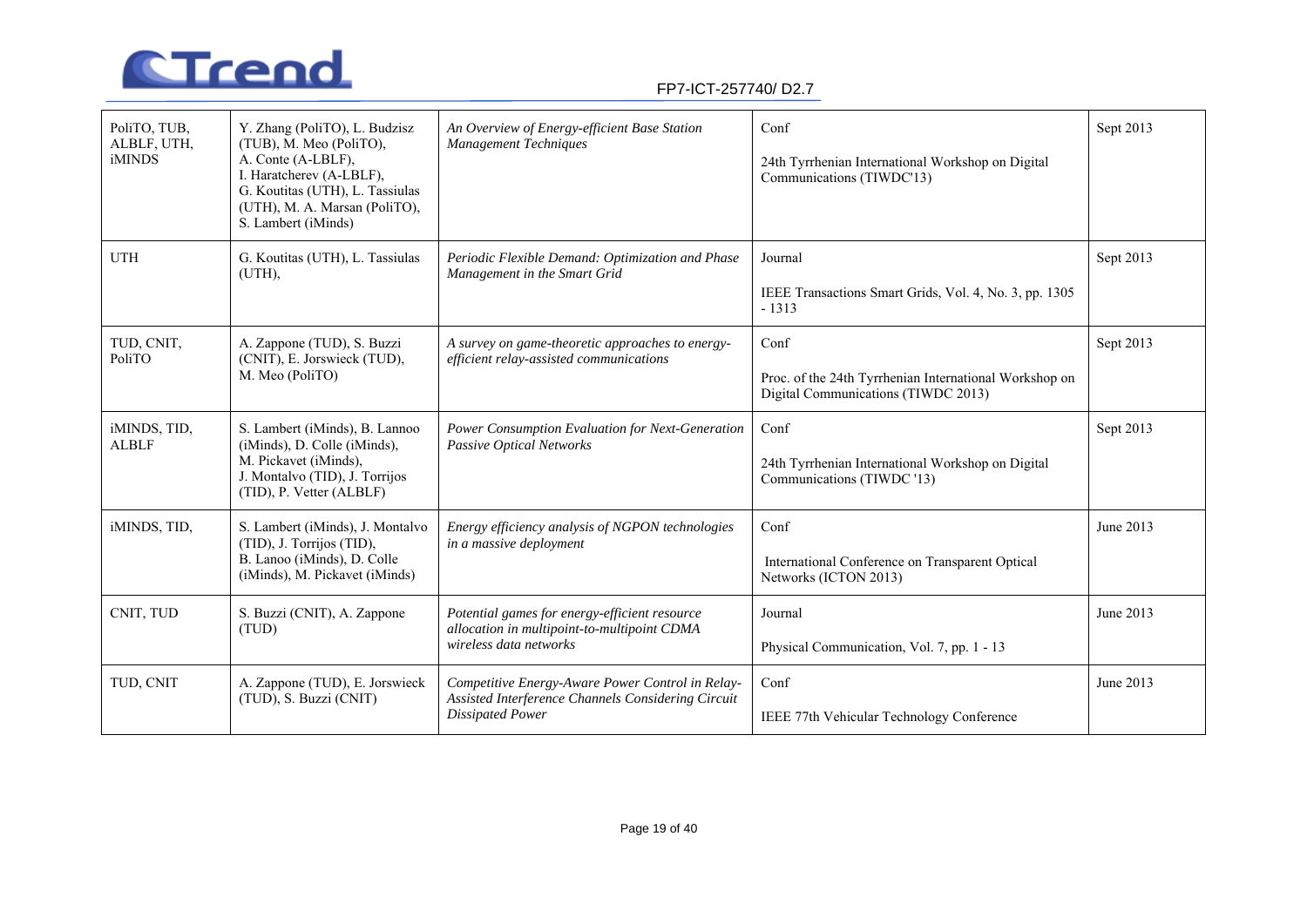| PoliTO, TUB, ALBLF, UTH, iMINDS | Y. Zhang (PoliTO), L. Budzisz (TUB), M. Meo (PoliTO), A. Conte (A-LBLF), I. Haratcherev (A-LBLF), G. Koutitas (UTH), L. Tassiulas (UTH), M. A. Marsan (PoliTO), S. Lambert (iMinds) | *An Overview of Energy-efficient Base Station Management Techniques* | Conf<br><br>24th Tyrrhenian International Workshop on Digital Communications (TIWDC'13) | Sept 2013 |
|---|---|---|---|---|
| UTH | G. Koutitas (UTH), L. Tassiulas (UTH), | *Periodic Flexible Demand: Optimization and Phase Management in the Smart Grid* | Journal<br><br>IEEE Transactions Smart Grids, Vol. 4, No. 3, pp. 1305 - 1313 | Sept 2013 |
| TUD, CNIT, PoliTO | A. Zappone (TUD), S. Buzzi (CNIT), E. Jorswieck (TUD), M. Meo (PoliTO) | *A survey on game-theoretic approaches to energy-efficient relay-assisted communications* | Conf<br><br>Proc. of the 24th Tyrrhenian International Workshop on Digital Communications (TIWDC 2013) | Sept 2013 |
| iMINDS, TID, ALBLF | S. Lambert (iMinds), B. Lannoo (iMinds), D. Colle (iMinds), M. Pickavet (iMinds), J. Montalvo (TID), J. Torrijos (TID), P. Vetter (ALBLF) | *Power Consumption Evaluation for Next-Generation Passive Optical Networks* | Conf<br><br>24th Tyrrhenian International Workshop on Digital Communications (TIWDC '13) | Sept 2013 |
| iMINDS, TID, | S. Lambert (iMinds), J. Montalvo (TID), J. Torrijos (TID), B. Lanoo (iMinds), D. Colle (iMinds), M. Pickavet (iMinds) | *Energy efficiency analysis of NGPON technologies in a massive deployment* | Conf<br><br>International Conference on Transparent Optical Networks (ICTON 2013) | June 2013 |
| CNIT, TUD | S. Buzzi (CNIT), A. Zappone (TUD) | *Potential games for energy-efficient resource allocation in multipoint-to-multipoint CDMA wireless data networks* | Journal<br><br>Physical Communication, Vol. 7, pp. 1 - 13 | June 2013 |
| TUD, CNIT | A. Zappone (TUD), E. Jorswieck (TUD), S. Buzzi (CNIT) | *Competitive Energy-Aware Power Control in Relay-Assisted Interference Channels Considering Circuit Dissipated Power* | Conf<br><br>IEEE 77th Vehicular Technology Conference | June 2013 |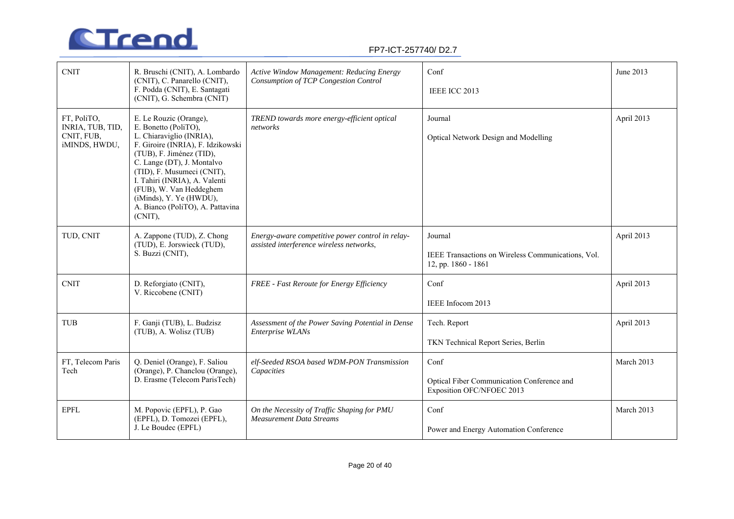| CNIT | R. Bruschi (CNIT), A. Lombardo (CNIT), C. Panarello (CNIT), F. Podda (CNIT), E. Santagati (CNIT), G. Schembra (CNIT) | *Active Window Management: Reducing Energy Consumption of TCP Congestion Control* | Conf<br><br>IEEE ICC 2013 | June 2013 |
|---|---|---|---|---|
| FT, PoliTO, INRIA, TUB, TID, CNIT, FUB, iMINDS, HWDU, | E. Le Rouzic (Orange), E. Bonetto (PoliTO), L. Chiaraviglio (INRIA), F. Giroire (INRIA), F. Idzikowski (TUB), F. Jiménez (TID), C. Lange (DT), J. Montalvo (TID), F. Musumeci (CNIT), I. Tahiri (INRIA), A. Valenti (FUB), W. Van Heddeghem (iMinds), Y. Ye (HWDU), A. Bianco (PoliTO), A. Pattavina (CNIT), | *TREND towards more energy-efficient optical networks* | Journal<br><br>Optical Network Design and Modelling | April 2013 |
| TUD, CNIT | A. Zappone (TUD), Z. Chong (TUD), E. Jorswieck (TUD), S. Buzzi (CNIT), | *Energy-aware competitive power control in relay-assisted interference wireless networks*, | Journal<br><br>IEEE Transactions on Wireless Communications, Vol. 12, pp. 1860 - 1861 | April 2013 |
| CNIT | D. Reforgiato (CNIT), V. Riccobene (CNIT) | *FREE - Fast Reroute for Energy Efficiency* | Conf<br><br>IEEE Infocom 2013 | April 2013 |
| TUB | F. Ganji (TUB), L. Budzisz (TUB), A. Wolisz (TUB) | *Assessment of the Power Saving Potential in Dense Enterprise WLANs* | Tech. Report<br><br>TKN Technical Report Series, Berlin | April 2013 |
| FT, Telecom Paris Tech | Q. Deniel (Orange), F. Saliou (Orange), P. Chanclou (Orange), D. Erasme (Telecom ParisTech) | *elf-Seeded RSOA based WDM-PON Transmission Capacities* | Conf<br><br>Optical Fiber Communication Conference and Exposition OFC/NFOEC 2013 | March 2013 |
| EPFL | M. Popovic (EPFL), P. Gao (EPFL), D. Tomozei (EPFL), J. Le Boudec (EPFL) | *On the Necessity of Traffic Shaping for PMU Measurement Data Streams* | Conf<br><br>Power and Energy Automation Conference | March 2013 |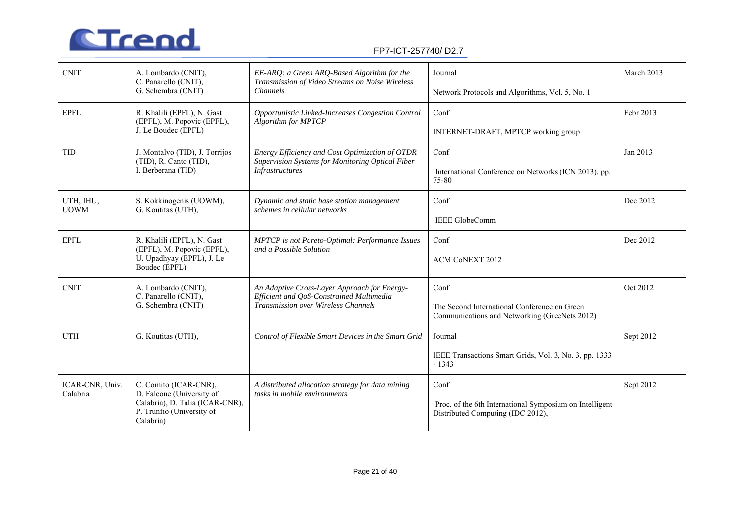| CNIT | A. Lombardo (CNIT), C. Panarello (CNIT), G. Schembra (CNIT) | *EE-ARQ: a Green ARQ-Based Algorithm for the Transmission of Video Streams on Noise Wireless Channels* | Journal<br><br>Network Protocols and Algorithms, Vol. 5, No. 1 | March 2013 |
|---|---|---|---|---|
| EPFL | R. Khalili (EPFL), N. Gast (EPFL), M. Popovic (EPFL), J. Le Boudec (EPFL) | *Opportunistic Linked-Increases Congestion Control Algorithm for MPTCP* | Conf<br><br>INTERNET-DRAFT, MPTCP working group | Febr 2013 |
| TID | J. Montalvo (TID), J. Torrijos (TID), R. Canto (TID), I. Berberana (TID) | *Energy Efficiency and Cost Optimization of OTDR Supervision Systems for Monitoring Optical Fiber Infrastructures* | Conf<br><br>International Conference on Networks (ICN 2013), pp. 75-80 | Jan 2013 |
| UTH, IHU, UOWM | S. Kokkinogenis (UOWM), G. Koutitas (UTH), | *Dynamic and static base station management schemes in cellular networks* | Conf<br><br>IEEE GlobeComm | Dec 2012 |
| EPFL | R. Khalili (EPFL), N. Gast (EPFL), M. Popovic (EPFL), U. Upadhyay (EPFL), J. Le Boudec (EPFL) | *MPTCP is not Pareto-Optimal: Performance Issues and a Possible Solution* | Conf<br><br>ACM CoNEXT 2012 | Dec 2012 |
| CNIT | A. Lombardo (CNIT), C. Panarello (CNIT), G. Schembra (CNIT) | *An Adaptive Cross-Layer Approach for Energy-Efficient and QoS-Constrained Multimedia Transmission over Wireless Channels* | Conf<br><br>The Second International Conference on Green Communications and Networking (GreeNets 2012) | Oct 2012 |
| UTH | G. Koutitas (UTH), | *Control of Flexible Smart Devices in the Smart Grid* | Journal<br><br>IEEE Transactions Smart Grids, Vol. 3, No. 3, pp. 1333 - 1343 | Sept 2012 |
| ICAR-CNR, Univ. Calabria | C. Comito (ICAR-CNR), D. Falcone (University of Calabria), D. Talia (ICAR-CNR), P. Trunfio (University of Calabria) | *A distributed allocation strategy for data mining tasks in mobile environments* | Conf<br><br>Proc. of the 6th International Symposium on Intelligent Distributed Computing (IDC 2012), | Sept 2012 |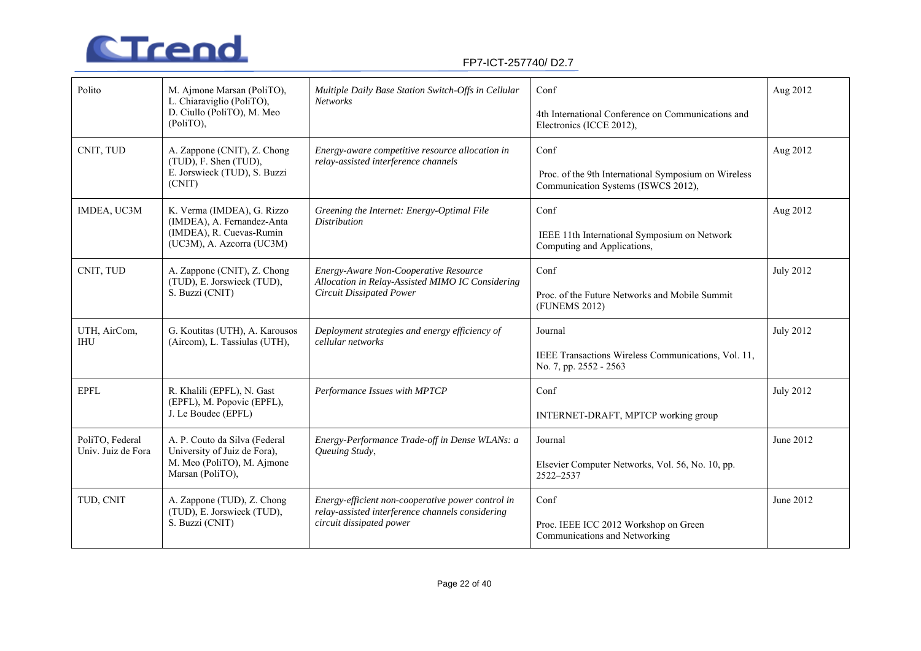| Polito | M. Ajmone Marsan (PoliTO), L. Chiaraviglio (PoliTO), D. Ciullo (PoliTO), M. Meo (PoliTO), | *Multiple Daily Base Station Switch-Offs in Cellular Networks* | Conf<br><br>4th International Conference on Communications and Electronics (ICCE 2012), | Aug 2012 |
|---|---|---|---|---|
| CNIT, TUD | A. Zappone (CNIT), Z. Chong (TUD), F. Shen (TUD), E. Jorswieck (TUD), S. Buzzi (CNIT) | *Energy-aware competitive resource allocation in relay-assisted interference channels* | Conf<br><br>Proc. of the 9th International Symposium on Wireless Communication Systems (ISWCS 2012), | Aug 2012 |
| IMDEA, UC3M | K. Verma (IMDEA), G. Rizzo (IMDEA), A. Fernandez-Anta (IMDEA), R. Cuevas-Rumin (UC3M), A. Azcorra (UC3M) | *Greening the Internet: Energy-Optimal File Distribution* | Conf<br><br>IEEE 11th International Symposium on Network Computing and Applications, | Aug 2012 |
| CNIT, TUD | A. Zappone (CNIT), Z. Chong (TUD), E. Jorswieck (TUD), S. Buzzi (CNIT) | *Energy-Aware Non-Cooperative Resource Allocation in Relay-Assisted MIMO IC Considering Circuit Dissipated Power* | Conf<br><br>Proc. of the Future Networks and Mobile Summit (FUNEMS 2012) | July 2012 |
| UTH, AirCom, IHU | G. Koutitas (UTH), A. Karousos (Aircom), L. Tassiulas (UTH), | *Deployment strategies and energy efficiency of cellular networks* | Journal<br><br>IEEE Transactions Wireless Communications, Vol. 11, No. 7, pp. 2552 - 2563 | July 2012 |
| EPFL | R. Khalili (EPFL), N. Gast (EPFL), M. Popovic (EPFL), J. Le Boudec (EPFL) | *Performance Issues with MPTCP* | Conf<br><br>INTERNET-DRAFT, MPTCP working group | July 2012 |
| PoliTO, Federal Univ. Juiz de Fora | A. P. Couto da Silva (Federal University of Juiz de Fora), M. Meo (PoliTO), M. Ajmone Marsan (PoliTO), | *Energy-Performance Trade-off in Dense WLANs: a Queuing Study*, | Journal<br><br>Elsevier Computer Networks, Vol. 56, No. 10, pp. 2522–2537 | June 2012 |
| TUD, CNIT | A. Zappone (TUD), Z. Chong (TUD), E. Jorswieck (TUD), S. Buzzi (CNIT) | *Energy-efficient non-cooperative power control in relay-assisted interference channels considering circuit dissipated power* | Conf<br><br>Proc. IEEE ICC 2012 Workshop on Green Communications and Networking | June 2012 |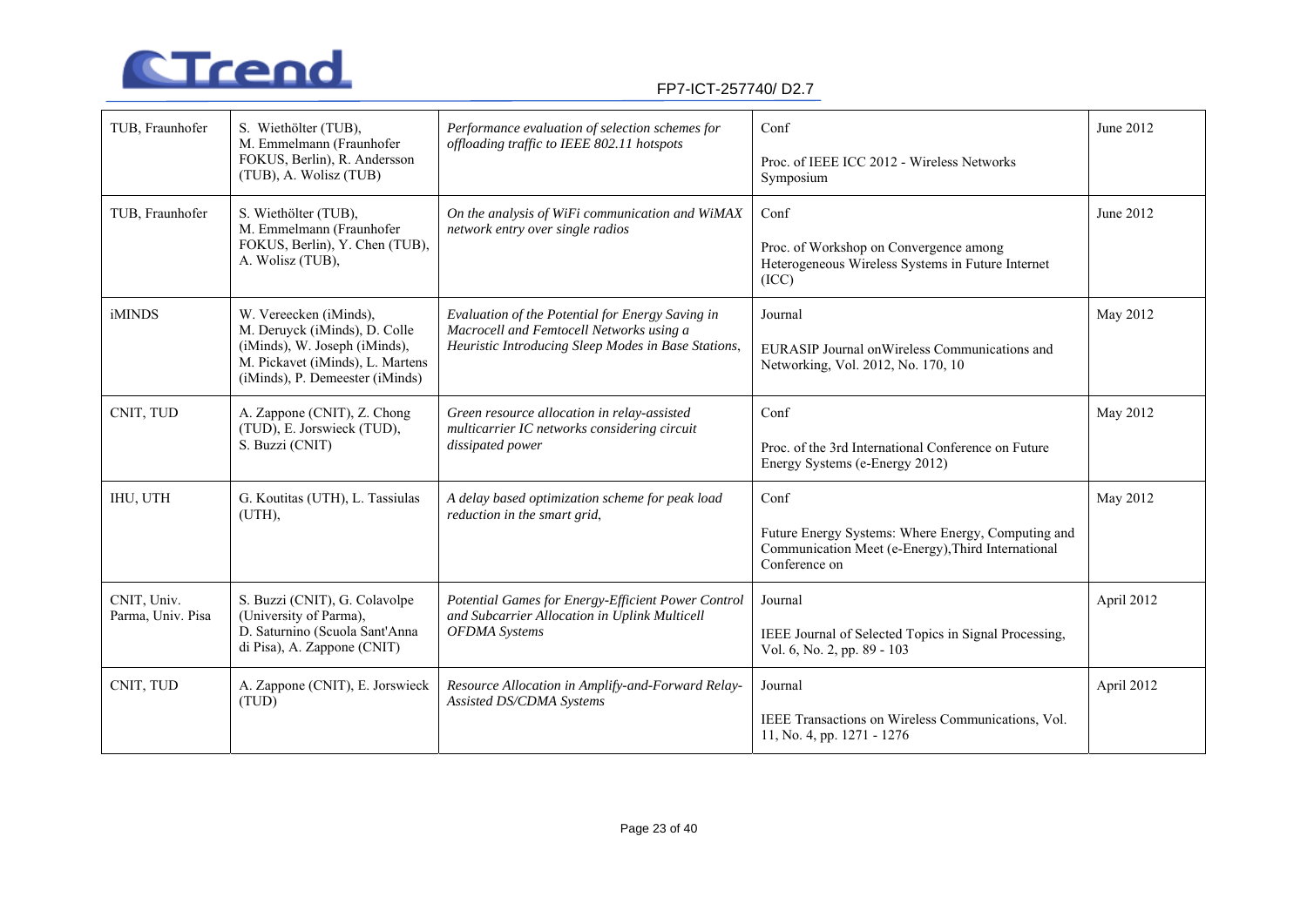| TUB, Fraunhofer | S. Wiethölter (TUB), M. Emmelmann (Fraunhofer FOKUS, Berlin), R. Andersson (TUB), A. Wolisz (TUB) | *Performance evaluation of selection schemes for offloading traffic to IEEE 802.11 hotspots* | Conf<br><br>Proc. of IEEE ICC 2012 - Wireless Networks Symposium | June 2012 |
|---|---|---|---|---|
| TUB, Fraunhofer | S. Wiethölter (TUB), M. Emmelmann (Fraunhofer FOKUS, Berlin), Y. Chen (TUB), A. Wolisz (TUB), | *On the analysis of WiFi communication and WiMAX network entry over single radios* | Conf<br><br>Proc. of Workshop on Convergence among Heterogeneous Wireless Systems in Future Internet (ICC) | June 2012 |
| iMINDS | W. Vereecken (iMinds), M. Deruyck (iMinds), D. Colle (iMinds), W. Joseph (iMinds), M. Pickavet (iMinds), L. Martens (iMinds), P. Demeester (iMinds) | *Evaluation of the Potential for Energy Saving in Macrocell and Femtocell Networks using a Heuristic Introducing Sleep Modes in Base Stations,* | Journal<br><br>EURASIP Journal onWireless Communications and Networking, Vol. 2012, No. 170, 10 | May 2012 |
| CNIT, TUD | A. Zappone (CNIT), Z. Chong (TUD), E. Jorswieck (TUD), S. Buzzi (CNIT) | *Green resource allocation in relay-assisted multicarrier IC networks considering circuit dissipated power* | Conf<br><br>Proc. of the 3rd International Conference on Future Energy Systems (e-Energy 2012) | May 2012 |
| IHU, UTH | G. Koutitas (UTH), L. Tassiulas (UTH), | *A delay based optimization scheme for peak load reduction in the smart grid,* | Conf<br><br>Future Energy Systems: Where Energy, Computing and Communication Meet (e-Energy),Third International Conference on | May 2012 |
| CNIT, Univ. Parma, Univ. Pisa | S. Buzzi (CNIT), G. Colavolpe (University of Parma), D. Saturnino (Scuola Sant'Anna di Pisa), A. Zappone (CNIT) | *Potential Games for Energy-Efficient Power Control and Subcarrier Allocation in Uplink Multicell OFDMA Systems* | Journal<br><br>IEEE Journal of Selected Topics in Signal Processing, Vol. 6, No. 2, pp. 89 - 103 | April 2012 |
| CNIT, TUD | A. Zappone (CNIT), E. Jorswieck (TUD) | *Resource Allocation in Amplify-and-Forward Relay-Assisted DS/CDMA Systems* | Journal<br><br>IEEE Transactions on Wireless Communications, Vol. 11, No. 4, pp. 1271 - 1276 | April 2012 |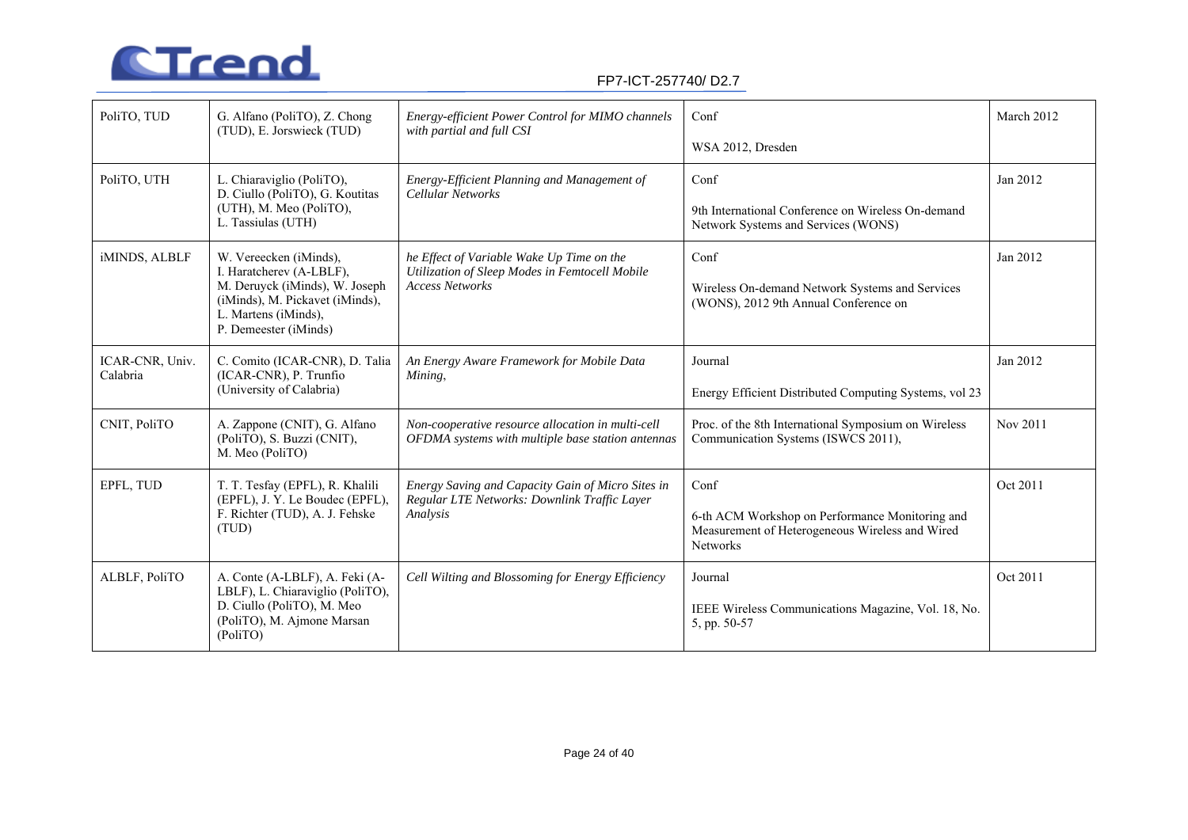| PoliTO, TUD | G. Alfano (PoliTO), Z. Chong (TUD), E. Jorswieck (TUD) | *Energy-efficient Power Control for MIMO channels with partial and full CSI* | Conf<br><br>WSA 2012, Dresden | March 2012 |
|---|---|---|---|---|
| PoliTO, UTH | L. Chiaraviglio (PoliTO), D. Ciullo (PoliTO), G. Koutitas (UTH), M. Meo (PoliTO), L. Tassiulas (UTH) | *Energy-Efficient Planning and Management of Cellular Networks* | Conf<br><br>9th International Conference on Wireless On-demand Network Systems and Services (WONS) | Jan 2012 |
| iMINDS, ALBLF | W. Vereecken (iMinds), I. Haratcherev (A-LBLF), M. Deruyck (iMinds), W. Joseph (iMinds), M. Pickavet (iMinds), L. Martens (iMinds), P. Demeester (iMinds) | *he Effect of Variable Wake Up Time on the Utilization of Sleep Modes in Femtocell Mobile Access Networks* | Conf<br><br>Wireless On-demand Network Systems and Services (WONS), 2012 9th Annual Conference on | Jan 2012 |
| ICAR-CNR, Univ. Calabria | C. Comito (ICAR-CNR), D. Talia (ICAR-CNR), P. Trunfio (University of Calabria) | *An Energy Aware Framework for Mobile Data Mining,* | Journal<br><br>Energy Efficient Distributed Computing Systems, vol 23 | Jan 2012 |
| CNIT, PoliTO | A. Zappone (CNIT), G. Alfano (PoliTO), S. Buzzi (CNIT), M. Meo (PoliTO) | *Non-cooperative resource allocation in multi-cell OFDMA systems with multiple base station antennas* | Proc. of the 8th International Symposium on Wireless Communication Systems (ISWCS 2011), | Nov 2011 |
| EPFL, TUD | T. T. Tesfay (EPFL), R. Khalili (EPFL), J. Y. Le Boudec (EPFL), F. Richter (TUD), A. J. Fehske (TUD) | *Energy Saving and Capacity Gain of Micro Sites in Regular LTE Networks: Downlink Traffic Layer Analysis* | Conf<br><br>6-th ACM Workshop on Performance Monitoring and Measurement of Heterogeneous Wireless and Wired Networks | Oct 2011 |
| ALBLF, PoliTO | A. Conte (A-LBLF), A. Feki (A-LBLF), L. Chiaraviglio (PoliTO), D. Ciullo (PoliTO), M. Meo (PoliTO), M. Ajmone Marsan (PoliTO) | *Cell Wilting and Blossoming for Energy Efficiency* | Journal<br><br>IEEE Wireless Communications Magazine, Vol. 18, No. 5, pp. 50-57 | Oct 2011 |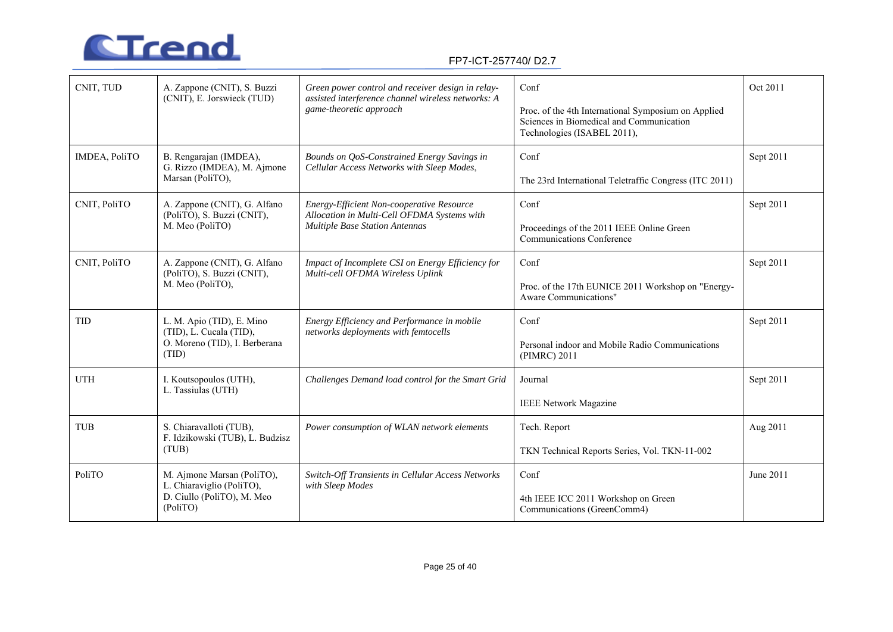| CNIT, TUD | A. Zappone (CNIT), S. Buzzi (CNIT), E. Jorswieck (TUD) | *Green power control and receiver design in relay-assisted interference channel wireless networks: A game-theoretic approach* | Conf<br><br>Proc. of the 4th International Symposium on Applied Sciences in Biomedical and Communication Technologies (ISABEL 2011), | Oct 2011 |
|---|---|---|---|---|
| IMDEA, PoliTO | B. Rengarajan (IMDEA), G. Rizzo (IMDEA), M. Ajmone Marsan (PoliTO), | *Bounds on QoS-Constrained Energy Savings in Cellular Access Networks with Sleep Modes*, | Conf<br><br>The 23rd International Teletraffic Congress (ITC 2011) | Sept 2011 |
| CNIT, PoliTO | A. Zappone (CNIT), G. Alfano (PoliTO), S. Buzzi (CNIT), M. Meo (PoliTO) | *Energy-Efficient Non-cooperative Resource Allocation in Multi-Cell OFDMA Systems with Multiple Base Station Antennas* | Conf<br><br>Proceedings of the 2011 IEEE Online Green Communications Conference | Sept 2011 |
| CNIT, PoliTO | A. Zappone (CNIT), G. Alfano (PoliTO), S. Buzzi (CNIT), M. Meo (PoliTO), | *Impact of Incomplete CSI on Energy Efficiency for Multi-cell OFDMA Wireless Uplink* | Conf<br><br>Proc. of the 17th EUNICE 2011 Workshop on "Energy-Aware Communications" | Sept 2011 |
| TID | L. M. Apio (TID), E. Mino (TID), L. Cucala (TID), O. Moreno (TID), I. Berberana (TID) | *Energy Efficiency and Performance in mobile networks deployments with femtocells* | Conf<br><br>Personal indoor and Mobile Radio Communications (PIMRC) 2011 | Sept 2011 |
| UTH | I. Koutsopoulos (UTH), L. Tassiulas (UTH) | *Challenges Demand load control for the Smart Grid* | Journal<br><br>IEEE Network Magazine | Sept 2011 |
| TUB | S. Chiaravalloti (TUB), F. Idzikowski (TUB), L. Budzisz (TUB) | *Power consumption of WLAN network elements* | Tech. Report<br><br>TKN Technical Reports Series, Vol. TKN-11-002 | Aug 2011 |
| PoliTO | M. Ajmone Marsan (PoliTO), L. Chiaraviglio (PoliTO), D. Ciullo (PoliTO), M. Meo (PoliTO) | *Switch-Off Transients in Cellular Access Networks with Sleep Modes* | Conf<br><br>4th IEEE ICC 2011 Workshop on Green Communications (GreenComm4) | June 2011 |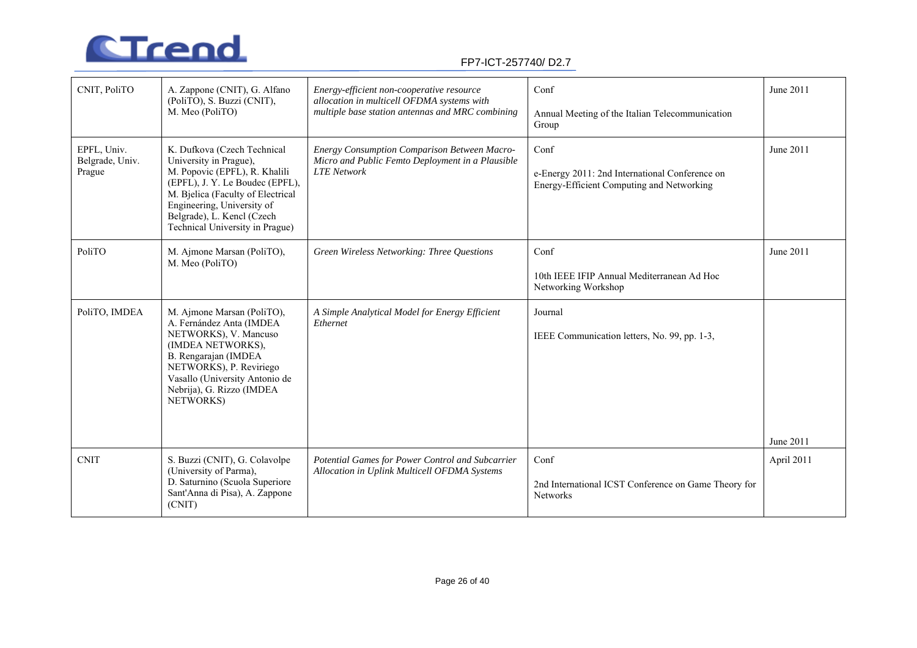| CNIT, PoliTO | A. Zappone (CNIT), G. Alfano (PoliTO), S. Buzzi (CNIT), M. Meo (PoliTO) | *Energy-efficient non-cooperative resource allocation in multicell OFDMA systems with multiple base station antennas and MRC combining* | Conf<br><br>Annual Meeting of the Italian Telecommunication Group | June 2011 |
|---|---|---|---|---|
| EPFL, Univ. Belgrade, Univ. Prague | K. Dufkova (Czech Technical University in Prague), M. Popovic (EPFL), R. Khalili (EPFL), J. Y. Le Boudec (EPFL), M. Bjelica (Faculty of Electrical Engineering, University of Belgrade), L. Kencl (Czech Technical University in Prague) | *Energy Consumption Comparison Between Macro-Micro and Public Femto Deployment in a Plausible LTE Network* | Conf<br><br>e-Energy 2011: 2nd International Conference on Energy-Efficient Computing and Networking | June 2011 |
| PoliTO | M. Ajmone Marsan (PoliTO), M. Meo (PoliTO) | *Green Wireless Networking: Three Questions* | Conf<br><br>10th IEEE IFIP Annual Mediterranean Ad Hoc Networking Workshop | June 2011 |
| PoliTO, IMDEA | M. Ajmone Marsan (PoliTO), A. Fernández Anta (IMDEA NETWORKS), V. Mancuso (IMDEA NETWORKS), B. Rengarajan (IMDEA NETWORKS), P. Reviriego Vasallo (University Antonio de Nebrija), G. Rizzo (IMDEA NETWORKS) | *A Simple Analytical Model for Energy Efficient Ethernet* | Journal<br><br>IEEE Communication letters, No. 99, pp. 1-3, | June 2011 |
| CNIT | S. Buzzi (CNIT), G. Colavolpe (University of Parma), D. Saturnino (Scuola Superiore Sant'Anna di Pisa), A. Zappone (CNIT) | *Potential Games for Power Control and Subcarrier Allocation in Uplink Multicell OFDMA Systems* | Conf<br><br>2nd International ICST Conference on Game Theory for Networks | April 2011 |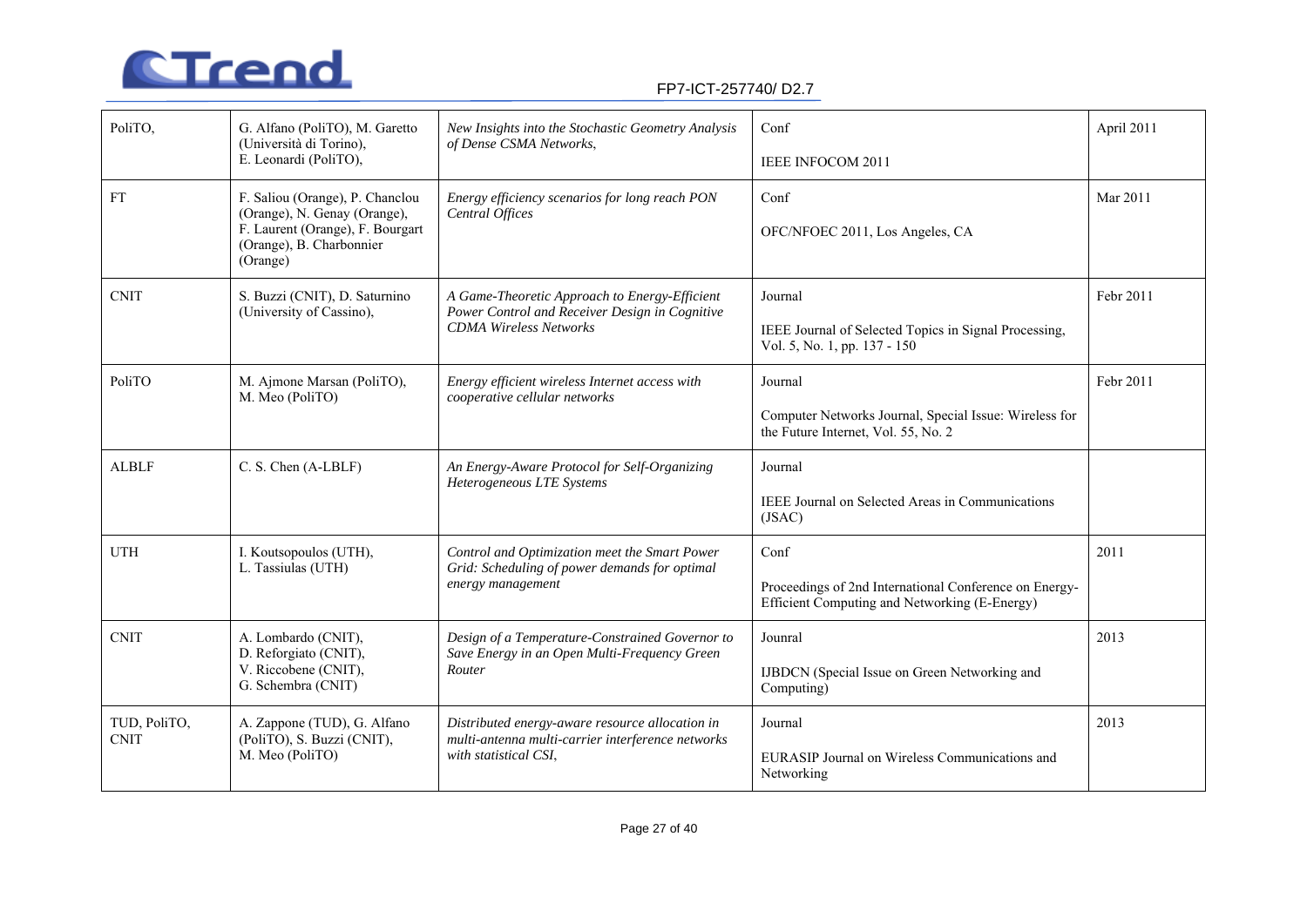| PoliTO, | G. Alfano (PoliTO), M. Garetto (Università di Torino), E. Leonardi (PoliTO), | *New Insights into the Stochastic Geometry Analysis of Dense CSMA Networks*, | Conf<br><br>IEEE INFOCOM 2011 | April 2011 |
|---|---|---|---|---|
| FT | F. Saliou (Orange), P. Chanclou (Orange), N. Genay (Orange), F. Laurent (Orange), F. Bourgart (Orange), B. Charbonnier (Orange) | *Energy efficiency scenarios for long reach PON Central Offices* | Conf<br><br>OFC/NFOEC 2011, Los Angeles, CA | Mar 2011 |
| CNIT | S. Buzzi (CNIT), D. Saturnino (University of Cassino), | *A Game-Theoretic Approach to Energy-Efficient Power Control and Receiver Design in Cognitive CDMA Wireless Networks* | Journal<br><br>IEEE Journal of Selected Topics in Signal Processing, Vol. 5, No. 1, pp. 137 - 150 | Febr 2011 |
| PoliTO | M. Ajmone Marsan (PoliTO), M. Meo (PoliTO) | *Energy efficient wireless Internet access with cooperative cellular networks* | Journal<br><br>Computer Networks Journal, Special Issue: Wireless for the Future Internet, Vol. 55, No. 2 | Febr 2011 |
| ALBLF | C. S. Chen (A-LBLF) | *An Energy-Aware Protocol for Self-Organizing Heterogeneous LTE Systems* | Journal<br><br>IEEE Journal on Selected Areas in Communications (JSAC) | |
| UTH | I. Koutsopoulos (UTH), L. Tassiulas (UTH) | *Control and Optimization meet the Smart Power Grid: Scheduling of power demands for optimal energy management* | Conf<br><br>Proceedings of 2nd International Conference on Energy-Efficient Computing and Networking (E-Energy) | 2011 |
| CNIT | A. Lombardo (CNIT), D. Reforgiato (CNIT), V. Riccobene (CNIT), G. Schembra (CNIT) | *Design of a Temperature-Constrained Governor to Save Energy in an Open Multi-Frequency Green Router* | Jounral<br><br>IJBDCN (Special Issue on Green Networking and Computing) | 2013 |
| TUD, PoliTO, CNIT | A. Zappone (TUD), G. Alfano (PoliTO), S. Buzzi (CNIT), M. Meo (PoliTO) | *Distributed energy-aware resource allocation in multi-antenna multi-carrier interference networks with statistical CSI*, | Journal<br><br>EURASIP Journal on Wireless Communications and Networking | 2013 |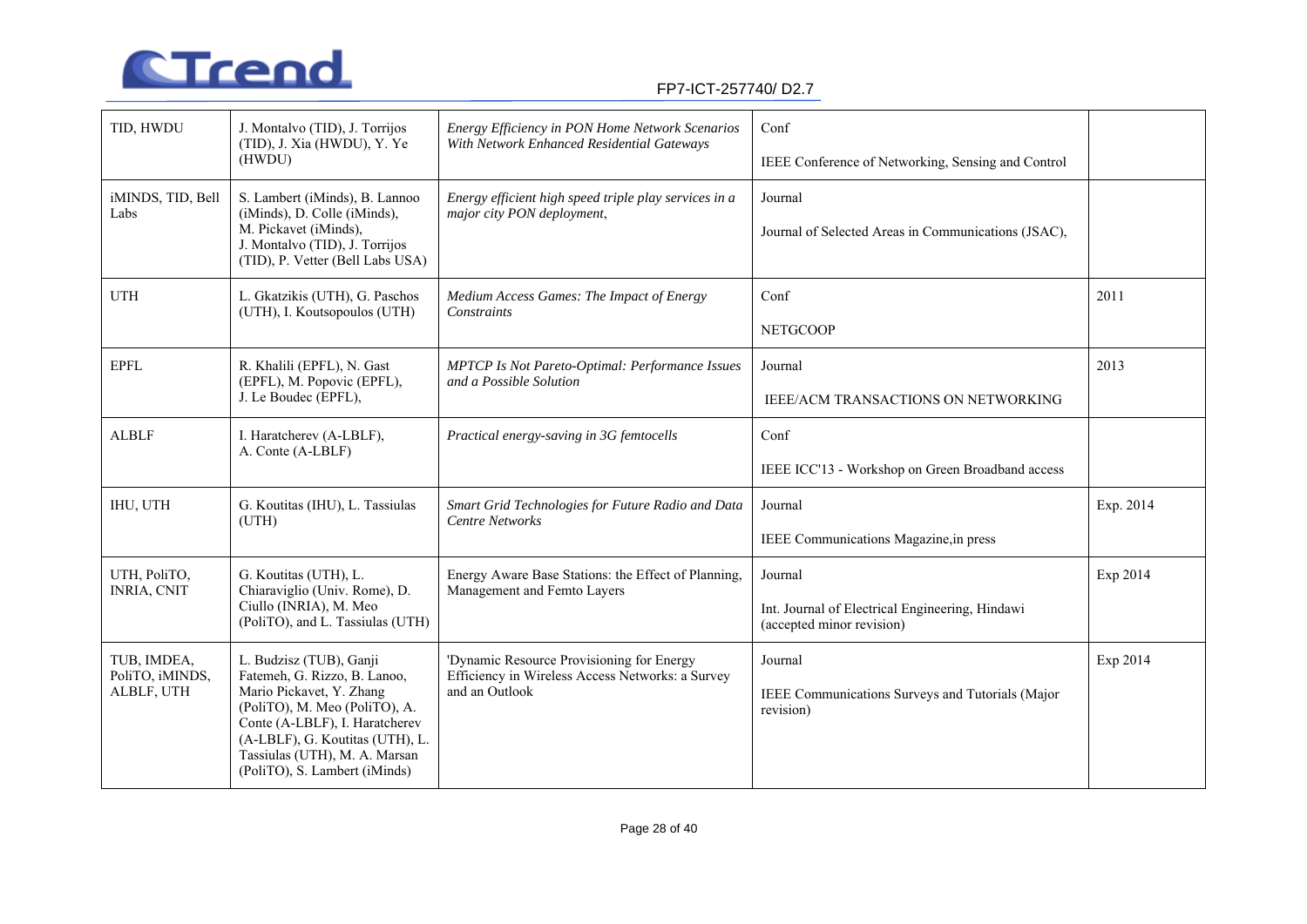| TID, HWDU | J. Montalvo (TID), J. Torrijos (TID), J. Xia (HWDU), Y. Ye (HWDU) | *Energy Efficiency in PON Home Network Scenarios With Network Enhanced Residential Gateways* | Conf<br><br>IEEE Conference of Networking, Sensing and Control | |
|---|---|---|---|---|
| iMINDS, TID, Bell Labs | S. Lambert (iMinds), B. Lannoo (iMinds), D. Colle (iMinds), M. Pickavet (iMinds), J. Montalvo (TID), J. Torrijos (TID), P. Vetter (Bell Labs USA) | *Energy efficient high speed triple play services in a major city PON deployment*, | Journal<br><br>Journal of Selected Areas in Communications (JSAC), | |
| UTH | L. Gkatzikis (UTH), G. Paschos (UTH), I. Koutsopoulos (UTH) | *Medium Access Games: The Impact of Energy Constraints* | Conf<br><br>NETGCOOP | 2011 |
| EPFL | R. Khalili (EPFL), N. Gast (EPFL), M. Popovic (EPFL), J. Le Boudec (EPFL), | *MPTCP Is Not Pareto-Optimal: Performance Issues and a Possible Solution* | Journal<br><br>IEEE/ACM TRANSACTIONS ON NETWORKING | 2013 |
| ALBLF | I. Haratcherev (A-LBLF), A. Conte (A-LBLF) | *Practical energy-saving in 3G femtocells* | Conf<br><br>IEEE ICC'13 - Workshop on Green Broadband access | |
| IHU, UTH | G. Koutitas (IHU), L. Tassiulas (UTH) | *Smart Grid Technologies for Future Radio and Data Centre Networks* | Journal<br><br>IEEE Communications Magazine,in press | Exp. 2014 |
| UTH, PoliTO, INRIA, CNIT | G. Koutitas (UTH), L. Chiaraviglio (Univ. Rome), D. Ciullo (INRIA), M. Meo (PoliTO), and L. Tassiulas (UTH) | Energy Aware Base Stations: the Effect of Planning, Management and Femto Layers | Journal<br><br>Int. Journal of Electrical Engineering, Hindawi (accepted minor revision) | Exp 2014 |
| TUB, IMDEA, PoliTO, iMINDS, ALBLF, UTH | L. Budzisz (TUB), Ganji Fatemeh, G. Rizzo, B. Lanoo, Mario Pickavet, Y. Zhang (PoliTO), M. Meo (PoliTO), A. Conte (A-LBLF), I. Haratcherev (A-LBLF), G. Koutitas (UTH), L. Tassiulas (UTH), M. A. Marsan (PoliTO), S. Lambert (iMinds) | 'Dynamic Resource Provisioning for Energy Efficiency in Wireless Access Networks: a Survey and an Outlook | Journal<br><br>IEEE Communications Surveys and Tutorials (Major revision) | Exp 2014 |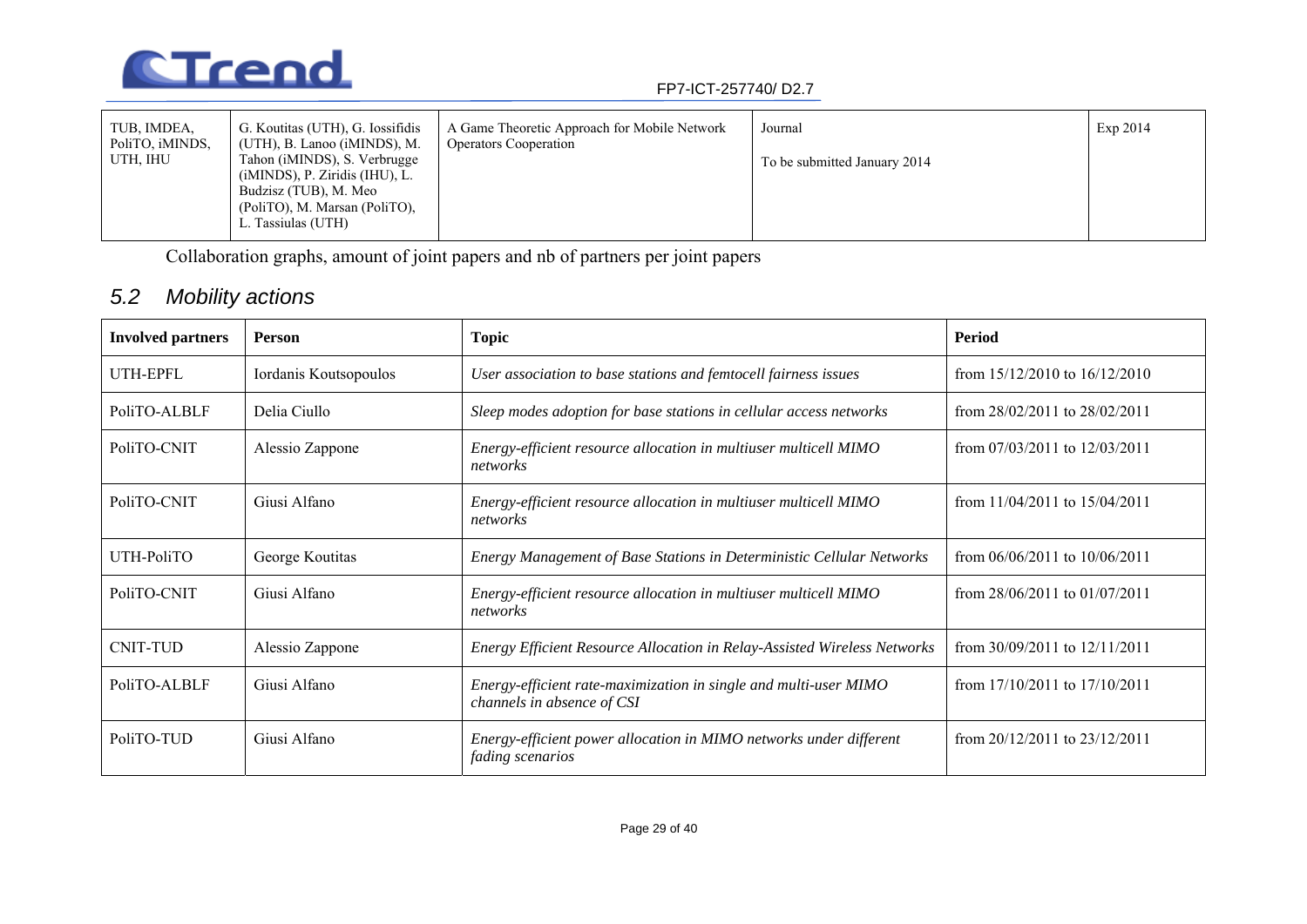| TUB, IMDEA, PoliTO, iMINDS, UTH, IHU | G. Koutitas (UTH), G. Iossifidis (UTH), B. Lanoo (iMINDS), M. Tahon (iMINDS), S. Verbrugge (iMINDS), P. Ziridis (IHU), L. Budzisz (TUB), M. Meo (PoliTO), M. Marsan (PoliTO), L. Tassiulas (UTH) | A Game Theoretic Approach for Mobile Network Operators Cooperation | Journal<br><br>To be submitted January 2014 | Exp 2014 |
|---|---|---|---|---|

Collaboration graphs, amount of joint papers and nb of partners per joint papers

## *5.2 Mobility actions*

| **Involved partners** | **Person** | **Topic** | **Period** |
|---|---|---|---|
| UTH-EPFL | Iordanis Koutsopoulos | *User association to base stations and femtocell fairness issues* | from 15/12/2010 to 16/12/2010 |
| PoliTO-ALBLF | Delia Ciullo | *Sleep modes adoption for base stations in cellular access networks* | from 28/02/2011 to 28/02/2011 |
| PoliTO-CNIT | Alessio Zappone | *Energy-efficient resource allocation in multiuser multicell MIMO networks* | from 07/03/2011 to 12/03/2011 |
| PoliTO-CNIT | Giusi Alfano | *Energy-efficient resource allocation in multiuser multicell MIMO networks* | from 11/04/2011 to 15/04/2011 |
| UTH-PoliTO | George Koutitas | *Energy Management of Base Stations in Deterministic Cellular Networks* | from 06/06/2011 to 10/06/2011 |
| PoliTO-CNIT | Giusi Alfano | *Energy-efficient resource allocation in multiuser multicell MIMO networks* | from 28/06/2011 to 01/07/2011 |
| CNIT-TUD | Alessio Zappone | *Energy Efficient Resource Allocation in Relay-Assisted Wireless Networks* | from 30/09/2011 to 12/11/2011 |
| PoliTO-ALBLF | Giusi Alfano | *Energy-efficient rate-maximization in single and multi-user MIMO channels in absence of CSI* | from 17/10/2011 to 17/10/2011 |
| PoliTO-TUD | Giusi Alfano | *Energy-efficient power allocation in MIMO networks under different fading scenarios* | from 20/12/2011 to 23/12/2011 |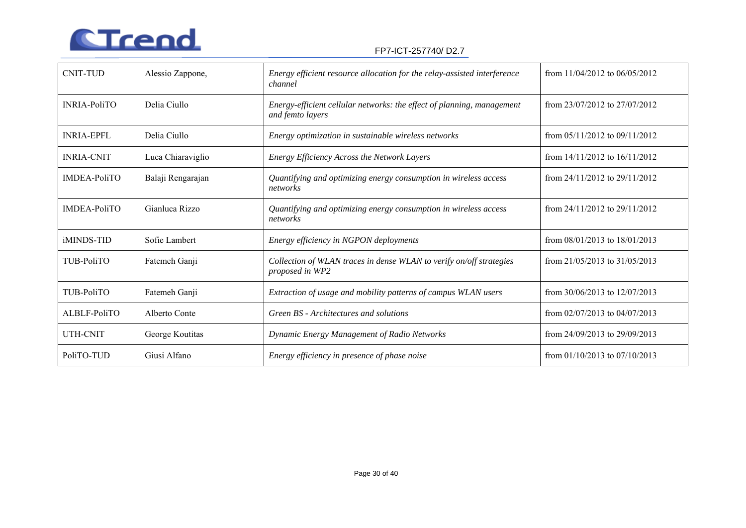| CNIT-TUD | Alessio Zappone, | *Energy efficient resource allocation for the relay-assisted interference channel* | from 11/04/2012 to 06/05/2012 |
|---|---|---|---|
| INRIA-PoliTO | Delia Ciullo | *Energy-efficient cellular networks: the effect of planning, management and femto layers* | from 23/07/2012 to 27/07/2012 |
| INRIA-EPFL | Delia Ciullo | *Energy optimization in sustainable wireless networks* | from 05/11/2012 to 09/11/2012 |
| INRIA-CNIT | Luca Chiaraviglio | *Energy Efficiency Across the Network Layers* | from 14/11/2012 to 16/11/2012 |
| IMDEA-PoliTO | Balaji Rengarajan | *Quantifying and optimizing energy consumption in wireless access networks* | from 24/11/2012 to 29/11/2012 |
| IMDEA-PoliTO | Gianluca Rizzo | *Quantifying and optimizing energy consumption in wireless access networks* | from 24/11/2012 to 29/11/2012 |
| iMINDS-TID | Sofie Lambert | *Energy efficiency in NGPON deployments* | from 08/01/2013 to 18/01/2013 |
| TUB-PoliTO | Fatemeh Ganji | *Collection of WLAN traces in dense WLAN to verify on/off strategies proposed in WP2* | from 21/05/2013 to 31/05/2013 |
| TUB-PoliTO | Fatemeh Ganji | *Extraction of usage and mobility patterns of campus WLAN users* | from 30/06/2013 to 12/07/2013 |
| ALBLF-PoliTO | Alberto Conte | *Green BS - Architectures and solutions* | from 02/07/2013 to 04/07/2013 |
| UTH-CNIT | George Koutitas | *Dynamic Energy Management of Radio Networks* | from 24/09/2013 to 29/09/2013 |
| PoliTO-TUD | Giusi Alfano | *Energy efficiency in presence of phase noise* | from 01/10/2013 to 07/10/2013 |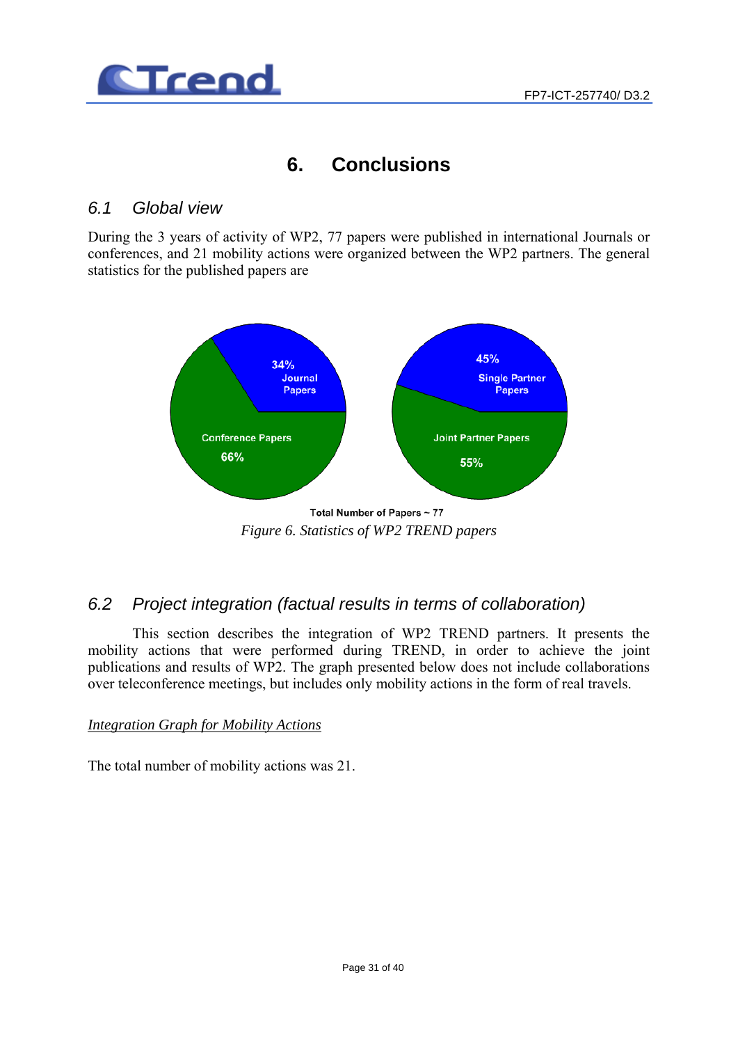# 6. Conclusions

## 6.1 Global view

During the 3 years of activity of WP2, 77 papers were published in international Journals or conferences, and 21 mobility actions were organized between the WP2 partners. The general statistics for the published papers are

34% Journal Papers

Conference Papers 66%

45% Single Partner Papers

Joint Partner Papers 55%

Total Number of Papers ~ 77

*Figure 6. Statistics of WP2 TREND papers*

## 6.2 Project integration (factual results in terms of collaboration)

This section describes the integration of WP2 TREND partners. It presents the mobility actions that were performed during TREND, in order to achieve the joint publications and results of WP2. The graph presented below does not include collaborations over teleconference meetings, but includes only mobility actions in the form of real travels.

*Integration Graph for Mobility Actions*

The total number of mobility actions was 21.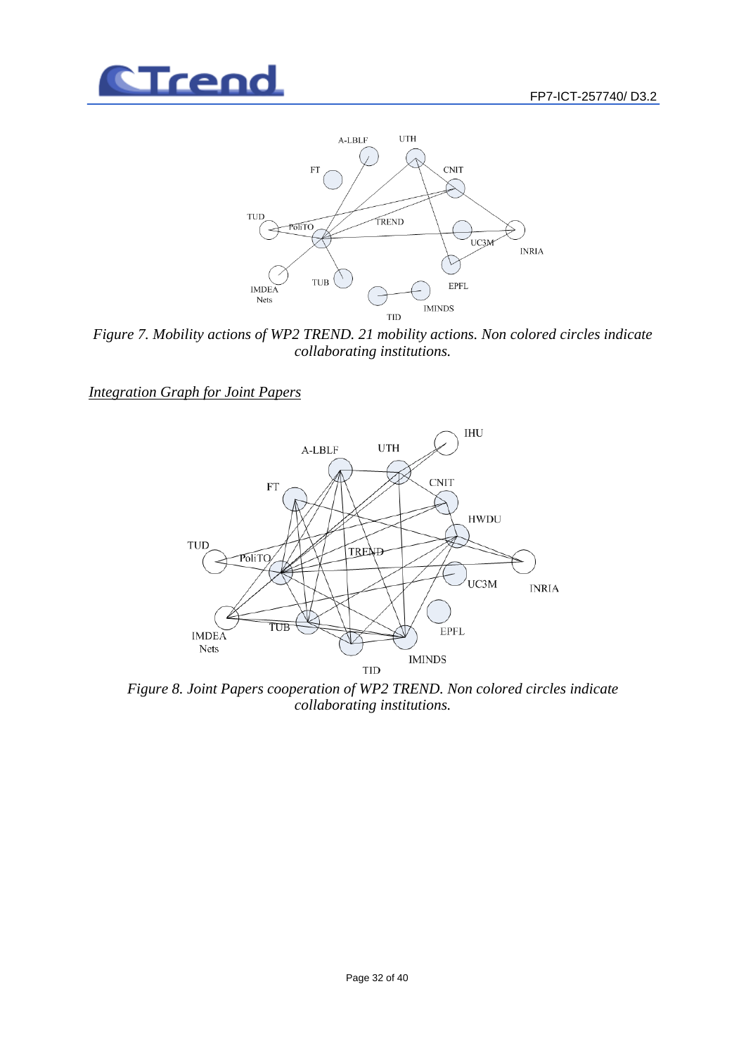*Figure 7. Mobility actions of WP2 TREND. 21 mobility actions. Non colored circles indicate collaborating institutions.*

*Integration Graph for Joint Papers*

*Figure 8. Joint Papers cooperation of WP2 TREND. Non colored circles indicate collaborating institutions.*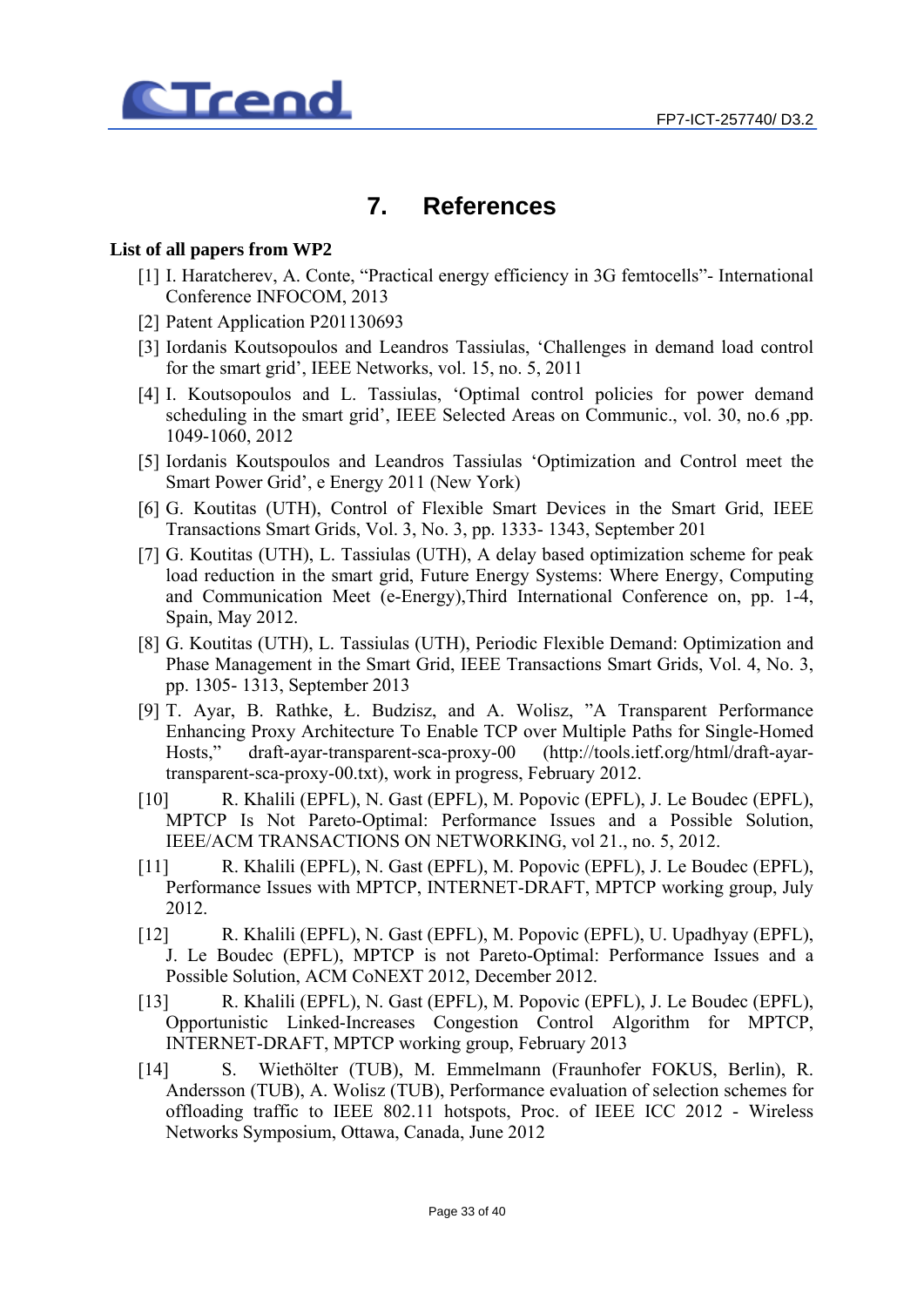# 7. References

**List of all papers from WP2**

[1] I. Haratcherev, A. Conte, “Practical energy efficiency in 3G femtocells”- International Conference INFOCOM, 2013

[2] Patent Application P201130693

[3] Iordanis Koutsopoulos and Leandros Tassiulas, ‘Challenges in demand load control for the smart grid’, IEEE Networks, vol. 15, no. 5, 2011

[4] I. Koutsopoulos and L. Tassiulas, ‘Optimal control policies for power demand scheduling in the smart grid’, IEEE Selected Areas on Communic., vol. 30, no.6 ,pp. 1049-1060, 2012

[5] Iordanis Koutspoulos and Leandros Tassiulas ‘Optimization and Control meet the Smart Power Grid’, e Energy 2011 (New York)

[6] G. Koutitas (UTH), Control of Flexible Smart Devices in the Smart Grid, IEEE Transactions Smart Grids, Vol. 3, No. 3, pp. 1333- 1343, September 201

[7] G. Koutitas (UTH), L. Tassiulas (UTH), A delay based optimization scheme for peak load reduction in the smart grid, Future Energy Systems: Where Energy, Computing and Communication Meet (e-Energy),Third International Conference on, pp. 1-4, Spain, May 2012.

[8] G. Koutitas (UTH), L. Tassiulas (UTH), Periodic Flexible Demand: Optimization and Phase Management in the Smart Grid, IEEE Transactions Smart Grids, Vol. 4, No. 3, pp. 1305- 1313, September 2013

[9] T. Ayar, B. Rathke, Ł. Budzisz, and A. Wolisz, ”A Transparent Performance Enhancing Proxy Architecture To Enable TCP over Multiple Paths for Single-Homed Hosts,” draft-ayar-transparent-sca-proxy-00 (http://tools.ietf.org/html/draft-ayar-transparent-sca-proxy-00.txt), work in progress, February 2012.

[10] R. Khalili (EPFL), N. Gast (EPFL), M. Popovic (EPFL), J. Le Boudec (EPFL), MPTCP Is Not Pareto-Optimal: Performance Issues and a Possible Solution, IEEE/ACM TRANSACTIONS ON NETWORKING, vol 21., no. 5, 2012.

[11] R. Khalili (EPFL), N. Gast (EPFL), M. Popovic (EPFL), J. Le Boudec (EPFL), Performance Issues with MPTCP, INTERNET-DRAFT, MPTCP working group, July 2012.

[12] R. Khalili (EPFL), N. Gast (EPFL), M. Popovic (EPFL), U. Upadhyay (EPFL), J. Le Boudec (EPFL), MPTCP is not Pareto-Optimal: Performance Issues and a Possible Solution, ACM CoNEXT 2012, December 2012.

[13] R. Khalili (EPFL), N. Gast (EPFL), M. Popovic (EPFL), J. Le Boudec (EPFL), Opportunistic Linked-Increases Congestion Control Algorithm for MPTCP, INTERNET-DRAFT, MPTCP working group, February 2013

[14] S. Wiethölter (TUB), M. Emmelmann (Fraunhofer FOKUS, Berlin), R. Andersson (TUB), A. Wolisz (TUB), Performance evaluation of selection schemes for offloading traffic to IEEE 802.11 hotspots, Proc. of IEEE ICC 2012 - Wireless Networks Symposium, Ottawa, Canada, June 2012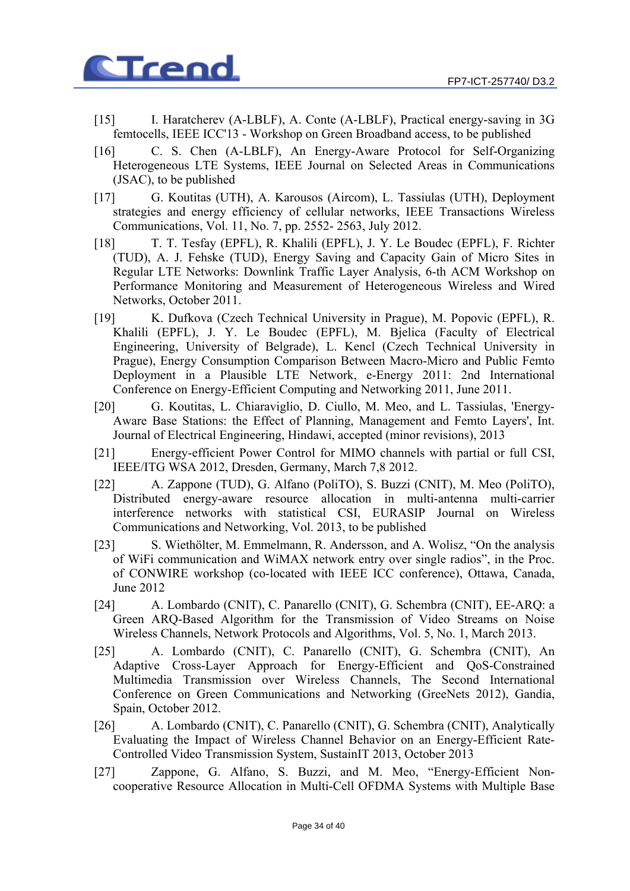[15] I. Haratcherev (A-LBLF), A. Conte (A-LBLF), Practical energy-saving in 3G femtocells, IEEE ICC'13 - Workshop on Green Broadband access, to be published

[16] C. S. Chen (A-LBLF), An Energy-Aware Protocol for Self-Organizing Heterogeneous LTE Systems, IEEE Journal on Selected Areas in Communications (JSAC), to be published

[17] G. Koutitas (UTH), A. Karousos (Aircom), L. Tassiulas (UTH), Deployment strategies and energy efficiency of cellular networks, IEEE Transactions Wireless Communications, Vol. 11, No. 7, pp. 2552- 2563, July 2012.

[18] T. T. Tesfay (EPFL), R. Khalili (EPFL), J. Y. Le Boudec (EPFL), F. Richter (TUD), A. J. Fehske (TUD), Energy Saving and Capacity Gain of Micro Sites in Regular LTE Networks: Downlink Traffic Layer Analysis, 6-th ACM Workshop on Performance Monitoring and Measurement of Heterogeneous Wireless and Wired Networks, October 2011.

[19] K. Dufkova (Czech Technical University in Prague), M. Popovic (EPFL), R. Khalili (EPFL), J. Y. Le Boudec (EPFL), M. Bjelica (Faculty of Electrical Engineering, University of Belgrade), L. Kencl (Czech Technical University in Prague), Energy Consumption Comparison Between Macro-Micro and Public Femto Deployment in a Plausible LTE Network, e-Energy 2011: 2nd International Conference on Energy-Efficient Computing and Networking 2011, June 2011.

[20] G. Koutitas, L. Chiaraviglio, D. Ciullo, M. Meo, and L. Tassiulas, 'Energy-Aware Base Stations: the Effect of Planning, Management and Femto Layers', Int. Journal of Electrical Engineering, Hindawi, accepted (minor revisions), 2013

[21] Energy-efficient Power Control for MIMO channels with partial or full CSI, IEEE/ITG WSA 2012, Dresden, Germany, March 7,8 2012.

[22] A. Zappone (TUD), G. Alfano (PoliTO), S. Buzzi (CNIT), M. Meo (PoliTO), Distributed energy-aware resource allocation in multi-antenna multi-carrier interference networks with statistical CSI, EURASIP Journal on Wireless Communications and Networking, Vol. 2013, to be published

[23] S. Wiethölter, M. Emmelmann, R. Andersson, and A. Wolisz, "On the analysis of WiFi communication and WiMAX network entry over single radios", in the Proc. of CONWIRE workshop (co-located with IEEE ICC conference), Ottawa, Canada, June 2012

[24] A. Lombardo (CNIT), C. Panarello (CNIT), G. Schembra (CNIT), EE-ARQ: a Green ARQ-Based Algorithm for the Transmission of Video Streams on Noise Wireless Channels, Network Protocols and Algorithms, Vol. 5, No. 1, March 2013.

[25] A. Lombardo (CNIT), C. Panarello (CNIT), G. Schembra (CNIT), An Adaptive Cross-Layer Approach for Energy-Efficient and QoS-Constrained Multimedia Transmission over Wireless Channels, The Second International Conference on Green Communications and Networking (GreeNets 2012), Gandia, Spain, October 2012.

[26] A. Lombardo (CNIT), C. Panarello (CNIT), G. Schembra (CNIT), Analytically Evaluating the Impact of Wireless Channel Behavior on an Energy-Efficient Rate-Controlled Video Transmission System, SustainIT 2013, October 2013

[27] Zappone, G. Alfano, S. Buzzi, and M. Meo, "Energy-Efficient Non-cooperative Resource Allocation in Multi-Cell OFDMA Systems with Multiple Base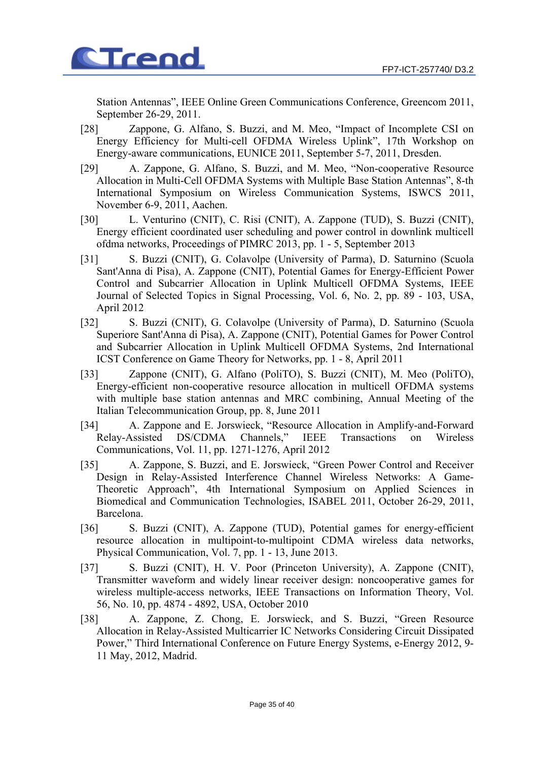Station Antennas", IEEE Online Green Communications Conference, Greencom 2011, September 26-29, 2011.

[28] Zappone, G. Alfano, S. Buzzi, and M. Meo, "Impact of Incomplete CSI on Energy Efficiency for Multi-cell OFDMA Wireless Uplink", 17th Workshop on Energy-aware communications, EUNICE 2011, September 5-7, 2011, Dresden.

[29] A. Zappone, G. Alfano, S. Buzzi, and M. Meo, "Non-cooperative Resource Allocation in Multi-Cell OFDMA Systems with Multiple Base Station Antennas", 8-th International Symposium on Wireless Communication Systems, ISWCS 2011, November 6-9, 2011, Aachen.

[30] L. Venturino (CNIT), C. Risi (CNIT), A. Zappone (TUD), S. Buzzi (CNIT), Energy efficient coordinated user scheduling and power control in downlink multicell ofdma networks, Proceedings of PIMRC 2013, pp. 1 - 5, September 2013

[31] S. Buzzi (CNIT), G. Colavolpe (University of Parma), D. Saturnino (Scuola Sant'Anna di Pisa), A. Zappone (CNIT), Potential Games for Energy-Efficient Power Control and Subcarrier Allocation in Uplink Multicell OFDMA Systems, IEEE Journal of Selected Topics in Signal Processing, Vol. 6, No. 2, pp. 89 - 103, USA, April 2012

[32] S. Buzzi (CNIT), G. Colavolpe (University of Parma), D. Saturnino (Scuola Superiore Sant'Anna di Pisa), A. Zappone (CNIT), Potential Games for Power Control and Subcarrier Allocation in Uplink Multicell OFDMA Systems, 2nd International ICST Conference on Game Theory for Networks, pp. 1 - 8, April 2011

[33] Zappone (CNIT), G. Alfano (PoliTO), S. Buzzi (CNIT), M. Meo (PoliTO), Energy-efficient non-cooperative resource allocation in multicell OFDMA systems with multiple base station antennas and MRC combining, Annual Meeting of the Italian Telecommunication Group, pp. 8, June 2011

[34] A. Zappone and E. Jorswieck, "Resource Allocation in Amplify-and-Forward Relay-Assisted DS/CDMA Channels," IEEE Transactions on Wireless Communications, Vol. 11, pp. 1271-1276, April 2012

[35] A. Zappone, S. Buzzi, and E. Jorswieck, "Green Power Control and Receiver Design in Relay-Assisted Interference Channel Wireless Networks: A Game-Theoretic Approach", 4th International Symposium on Applied Sciences in Biomedical and Communication Technologies, ISABEL 2011, October 26-29, 2011, Barcelona.

[36] S. Buzzi (CNIT), A. Zappone (TUD), Potential games for energy-efficient resource allocation in multipoint-to-multipoint CDMA wireless data networks, Physical Communication, Vol. 7, pp. 1 - 13, June 2013.

[37] S. Buzzi (CNIT), H. V. Poor (Princeton University), A. Zappone (CNIT), Transmitter waveform and widely linear receiver design: noncooperative games for wireless multiple-access networks, IEEE Transactions on Information Theory, Vol. 56, No. 10, pp. 4874 - 4892, USA, October 2010

[38] A. Zappone, Z. Chong, E. Jorswieck, and S. Buzzi, "Green Resource Allocation in Relay-Assisted Multicarrier IC Networks Considering Circuit Dissipated Power," Third International Conference on Future Energy Systems, e-Energy 2012, 9-11 May, 2012, Madrid.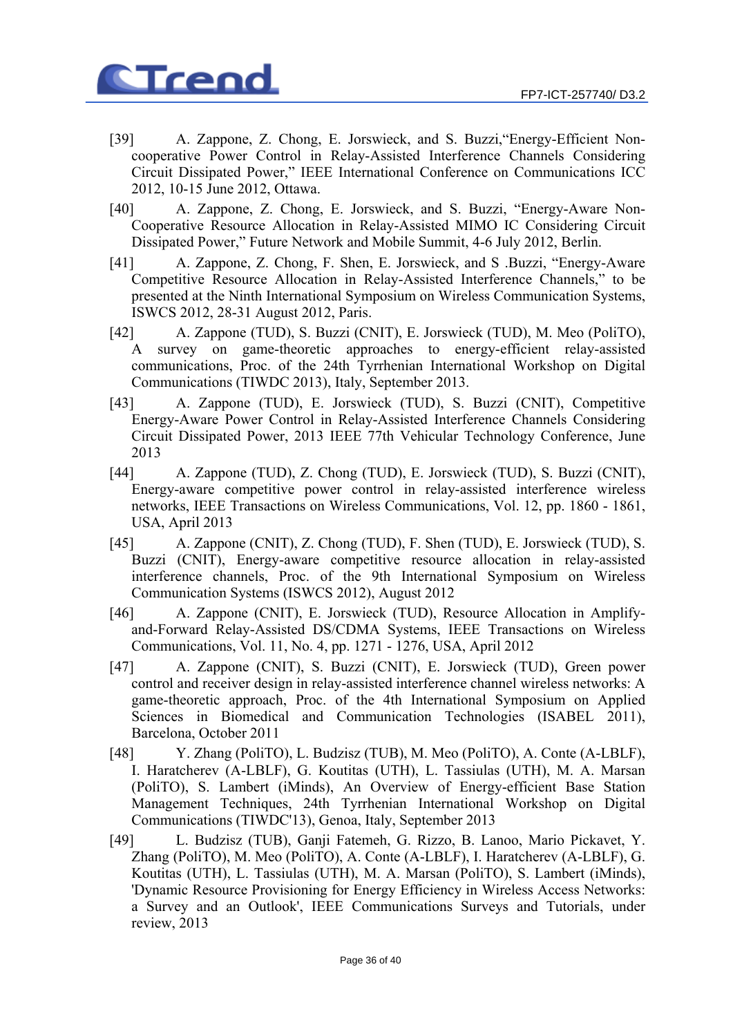[39] A. Zappone, Z. Chong, E. Jorswieck, and S. Buzzi,"Energy-Efficient Non-cooperative Power Control in Relay-Assisted Interference Channels Considering Circuit Dissipated Power," IEEE International Conference on Communications ICC 2012, 10-15 June 2012, Ottawa.

[40] A. Zappone, Z. Chong, E. Jorswieck, and S. Buzzi, "Energy-Aware Non-Cooperative Resource Allocation in Relay-Assisted MIMO IC Considering Circuit Dissipated Power," Future Network and Mobile Summit, 4-6 July 2012, Berlin.

[41] A. Zappone, Z. Chong, F. Shen, E. Jorswieck, and S .Buzzi, "Energy-Aware Competitive Resource Allocation in Relay-Assisted Interference Channels," to be presented at the Ninth International Symposium on Wireless Communication Systems, ISWCS 2012, 28-31 August 2012, Paris.

[42] A. Zappone (TUD), S. Buzzi (CNIT), E. Jorswieck (TUD), M. Meo (PoliTO), A survey on game-theoretic approaches to energy-efficient relay-assisted communications, Proc. of the 24th Tyrrhenian International Workshop on Digital Communications (TIWDC 2013), Italy, September 2013.

[43] A. Zappone (TUD), E. Jorswieck (TUD), S. Buzzi (CNIT), Competitive Energy-Aware Power Control in Relay-Assisted Interference Channels Considering Circuit Dissipated Power, 2013 IEEE 77th Vehicular Technology Conference, June 2013

[44] A. Zappone (TUD), Z. Chong (TUD), E. Jorswieck (TUD), S. Buzzi (CNIT), Energy-aware competitive power control in relay-assisted interference wireless networks, IEEE Transactions on Wireless Communications, Vol. 12, pp. 1860 - 1861, USA, April 2013

[45] A. Zappone (CNIT), Z. Chong (TUD), F. Shen (TUD), E. Jorswieck (TUD), S. Buzzi (CNIT), Energy-aware competitive resource allocation in relay-assisted interference channels, Proc. of the 9th International Symposium on Wireless Communication Systems (ISWCS 2012), August 2012

[46] A. Zappone (CNIT), E. Jorswieck (TUD), Resource Allocation in Amplify-and-Forward Relay-Assisted DS/CDMA Systems, IEEE Transactions on Wireless Communications, Vol. 11, No. 4, pp. 1271 - 1276, USA, April 2012

[47] A. Zappone (CNIT), S. Buzzi (CNIT), E. Jorswieck (TUD), Green power control and receiver design in relay-assisted interference channel wireless networks: A game-theoretic approach, Proc. of the 4th International Symposium on Applied Sciences in Biomedical and Communication Technologies (ISABEL 2011), Barcelona, October 2011

[48] Y. Zhang (PoliTO), L. Budzisz (TUB), M. Meo (PoliTO), A. Conte (A-LBLF), I. Haratcherev (A-LBLF), G. Koutitas (UTH), L. Tassiulas (UTH), M. A. Marsan (PoliTO), S. Lambert (iMinds), An Overview of Energy-efficient Base Station Management Techniques, 24th Tyrrhenian International Workshop on Digital Communications (TIWDC'13), Genoa, Italy, September 2013

[49] L. Budzisz (TUB), Ganji Fatemeh, G. Rizzo, B. Lanoo, Mario Pickavet, Y. Zhang (PoliTO), M. Meo (PoliTO), A. Conte (A-LBLF), I. Haratcherev (A-LBLF), G. Koutitas (UTH), L. Tassiulas (UTH), M. A. Marsan (PoliTO), S. Lambert (iMinds), 'Dynamic Resource Provisioning for Energy Efficiency in Wireless Access Networks: a Survey and an Outlook', IEEE Communications Surveys and Tutorials, under review, 2013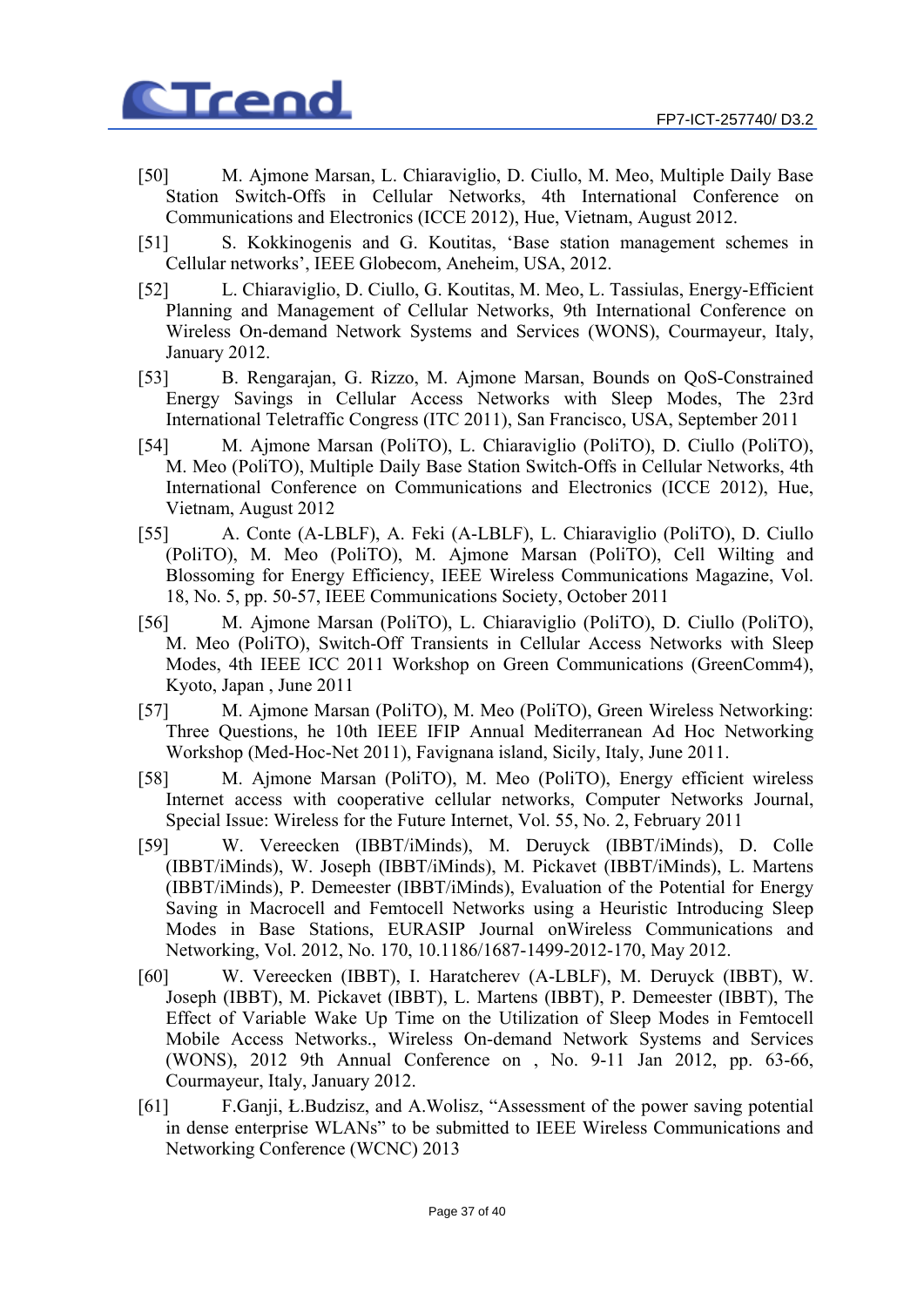[50] M. Ajmone Marsan, L. Chiaraviglio, D. Ciullo, M. Meo, Multiple Daily Base Station Switch-Offs in Cellular Networks, 4th International Conference on Communications and Electronics (ICCE 2012), Hue, Vietnam, August 2012.

[51] S. Kokkinogenis and G. Koutitas, 'Base station management schemes in Cellular networks', IEEE Globecom, Aneheim, USA, 2012.

[52] L. Chiaraviglio, D. Ciullo, G. Koutitas, M. Meo, L. Tassiulas, Energy-Efficient Planning and Management of Cellular Networks, 9th International Conference on Wireless On-demand Network Systems and Services (WONS), Courmayeur, Italy, January 2012.

[53] B. Rengarajan, G. Rizzo, M. Ajmone Marsan, Bounds on QoS-Constrained Energy Savings in Cellular Access Networks with Sleep Modes, The 23rd International Teletraffic Congress (ITC 2011), San Francisco, USA, September 2011

[54] M. Ajmone Marsan (PoliTO), L. Chiaraviglio (PoliTO), D. Ciullo (PoliTO), M. Meo (PoliTO), Multiple Daily Base Station Switch-Offs in Cellular Networks, 4th International Conference on Communications and Electronics (ICCE 2012), Hue, Vietnam, August 2012

[55] A. Conte (A-LBLF), A. Feki (A-LBLF), L. Chiaraviglio (PoliTO), D. Ciullo (PoliTO), M. Meo (PoliTO), M. Ajmone Marsan (PoliTO), Cell Wilting and Blossoming for Energy Efficiency, IEEE Wireless Communications Magazine, Vol. 18, No. 5, pp. 50-57, IEEE Communications Society, October 2011

[56] M. Ajmone Marsan (PoliTO), L. Chiaraviglio (PoliTO), D. Ciullo (PoliTO), M. Meo (PoliTO), Switch-Off Transients in Cellular Access Networks with Sleep Modes, 4th IEEE ICC 2011 Workshop on Green Communications (GreenComm4), Kyoto, Japan , June 2011

[57] M. Ajmone Marsan (PoliTO), M. Meo (PoliTO), Green Wireless Networking: Three Questions, he 10th IEEE IFIP Annual Mediterranean Ad Hoc Networking Workshop (Med-Hoc-Net 2011), Favignana island, Sicily, Italy, June 2011.

[58] M. Ajmone Marsan (PoliTO), M. Meo (PoliTO), Energy efficient wireless Internet access with cooperative cellular networks, Computer Networks Journal, Special Issue: Wireless for the Future Internet, Vol. 55, No. 2, February 2011

[59] W. Vereecken (IBBT/iMinds), M. Deruyck (IBBT/iMinds), D. Colle (IBBT/iMinds), W. Joseph (IBBT/iMinds), M. Pickavet (IBBT/iMinds), L. Martens (IBBT/iMinds), P. Demeester (IBBT/iMinds), Evaluation of the Potential for Energy Saving in Macrocell and Femtocell Networks using a Heuristic Introducing Sleep Modes in Base Stations, EURASIP Journal onWireless Communications and Networking, Vol. 2012, No. 170, 10.1186/1687-1499-2012-170, May 2012.

[60] W. Vereecken (IBBT), I. Haratcherev (A-LBLF), M. Deruyck (IBBT), W. Joseph (IBBT), M. Pickavet (IBBT), L. Martens (IBBT), P. Demeester (IBBT), The Effect of Variable Wake Up Time on the Utilization of Sleep Modes in Femtocell Mobile Access Networks., Wireless On-demand Network Systems and Services (WONS), 2012 9th Annual Conference on , No. 9-11 Jan 2012, pp. 63-66, Courmayeur, Italy, January 2012.

[61] F.Ganji, Ł.Budzisz, and A.Wolisz, "Assessment of the power saving potential in dense enterprise WLANs" to be submitted to IEEE Wireless Communications and Networking Conference (WCNC) 2013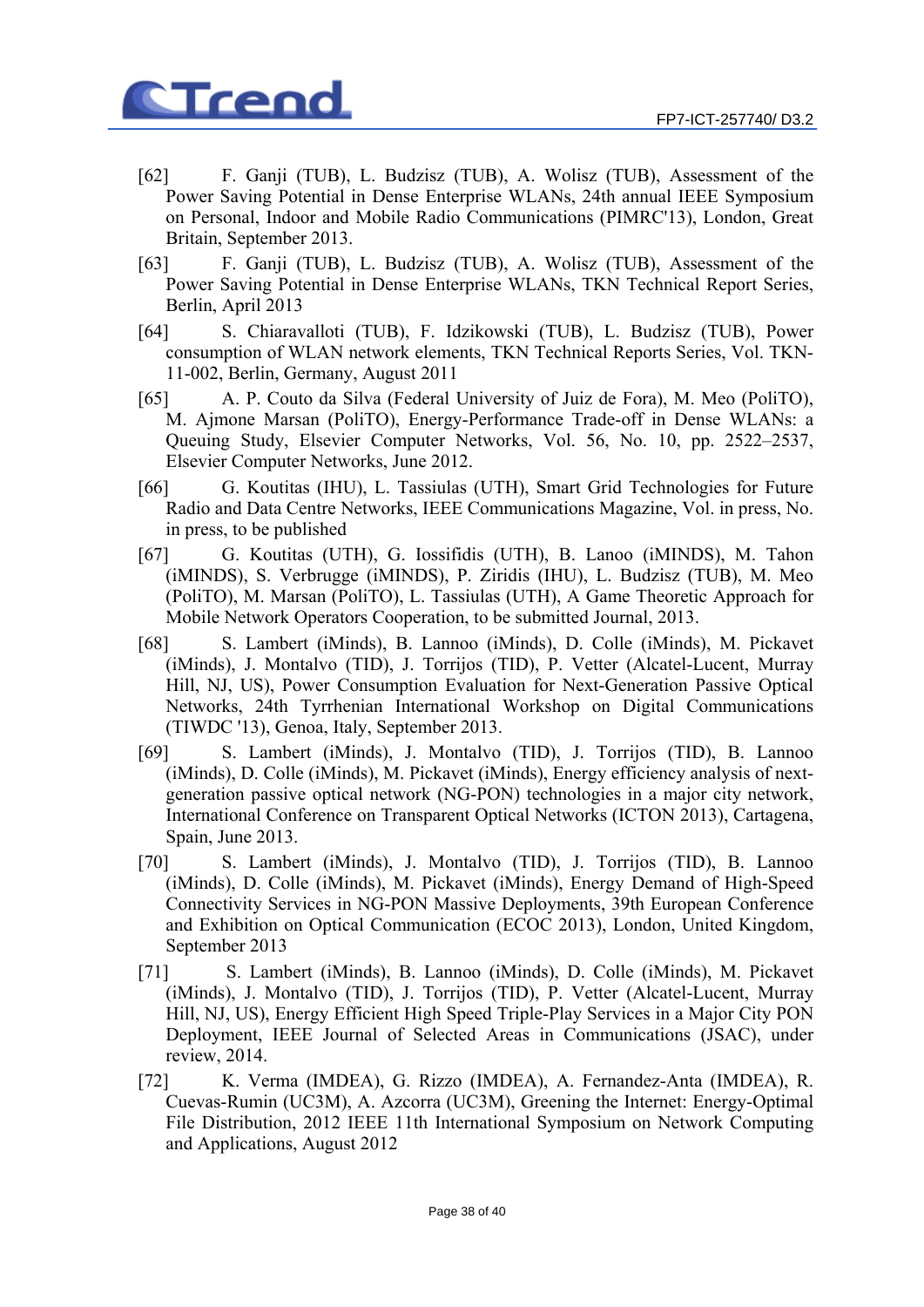[62] F. Ganji (TUB), L. Budzisz (TUB), A. Wolisz (TUB), Assessment of the Power Saving Potential in Dense Enterprise WLANs, 24th annual IEEE Symposium on Personal, Indoor and Mobile Radio Communications (PIMRC'13), London, Great Britain, September 2013.

[63] F. Ganji (TUB), L. Budzisz (TUB), A. Wolisz (TUB), Assessment of the Power Saving Potential in Dense Enterprise WLANs, TKN Technical Report Series, Berlin, April 2013

[64] S. Chiaravalloti (TUB), F. Idzikowski (TUB), L. Budzisz (TUB), Power consumption of WLAN network elements, TKN Technical Reports Series, Vol. TKN-11-002, Berlin, Germany, August 2011

[65] A. P. Couto da Silva (Federal University of Juiz de Fora), M. Meo (PoliTO), M. Ajmone Marsan (PoliTO), Energy-Performance Trade-off in Dense WLANs: a Queuing Study, Elsevier Computer Networks, Vol. 56, No. 10, pp. 2522–2537, Elsevier Computer Networks, June 2012.

[66] G. Koutitas (IHU), L. Tassiulas (UTH), Smart Grid Technologies for Future Radio and Data Centre Networks, IEEE Communications Magazine, Vol. in press, No. in press, to be published

[67] G. Koutitas (UTH), G. Iossifidis (UTH), B. Lanoo (iMINDS), M. Tahon (iMINDS), S. Verbrugge (iMINDS), P. Ziridis (IHU), L. Budzisz (TUB), M. Meo (PoliTO), M. Marsan (PoliTO), L. Tassiulas (UTH), A Game Theoretic Approach for Mobile Network Operators Cooperation, to be submitted Journal, 2013.

[68] S. Lambert (iMinds), B. Lannoo (iMinds), D. Colle (iMinds), M. Pickavet (iMinds), J. Montalvo (TID), J. Torrijos (TID), P. Vetter (Alcatel-Lucent, Murray Hill, NJ, US), Power Consumption Evaluation for Next-Generation Passive Optical Networks, 24th Tyrrhenian International Workshop on Digital Communications (TIWDC '13), Genoa, Italy, September 2013.

[69] S. Lambert (iMinds), J. Montalvo (TID), J. Torrijos (TID), B. Lannoo (iMinds), D. Colle (iMinds), M. Pickavet (iMinds), Energy efficiency analysis of next-generation passive optical network (NG-PON) technologies in a major city network, International Conference on Transparent Optical Networks (ICTON 2013), Cartagena, Spain, June 2013.

[70] S. Lambert (iMinds), J. Montalvo (TID), J. Torrijos (TID), B. Lannoo (iMinds), D. Colle (iMinds), M. Pickavet (iMinds), Energy Demand of High-Speed Connectivity Services in NG-PON Massive Deployments, 39th European Conference and Exhibition on Optical Communication (ECOC 2013), London, United Kingdom, September 2013

[71] S. Lambert (iMinds), B. Lannoo (iMinds), D. Colle (iMinds), M. Pickavet (iMinds), J. Montalvo (TID), J. Torrijos (TID), P. Vetter (Alcatel-Lucent, Murray Hill, NJ, US), Energy Efficient High Speed Triple-Play Services in a Major City PON Deployment, IEEE Journal of Selected Areas in Communications (JSAC), under review, 2014.

[72] K. Verma (IMDEA), G. Rizzo (IMDEA), A. Fernandez-Anta (IMDEA), R. Cuevas-Rumin (UC3M), A. Azcorra (UC3M), Greening the Internet: Energy-Optimal File Distribution, 2012 IEEE 11th International Symposium on Network Computing and Applications, August 2012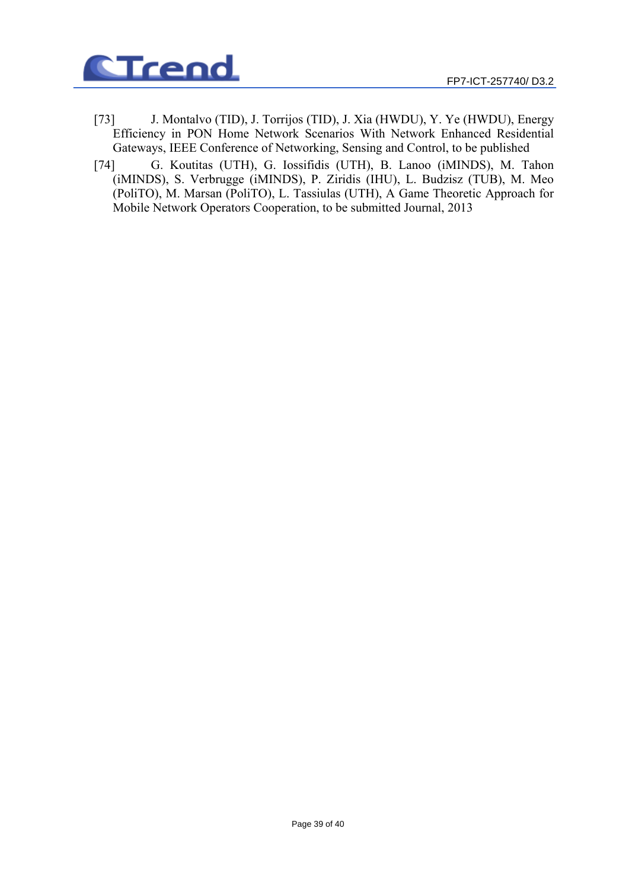[73] J. Montalvo (TID), J. Torrijos (TID), J. Xia (HWDU), Y. Ye (HWDU), Energy Efficiency in PON Home Network Scenarios With Network Enhanced Residential Gateways, IEEE Conference of Networking, Sensing and Control, to be published

[74] G. Koutitas (UTH), G. Iossifidis (UTH), B. Lanoo (iMINDS), M. Tahon (iMINDS), S. Verbrugge (iMINDS), P. Ziridis (IHU), L. Budzisz (TUB), M. Meo (PoliTO), M. Marsan (PoliTO), L. Tassiulas (UTH), A Game Theoretic Approach for Mobile Network Operators Cooperation, to be submitted Journal, 2013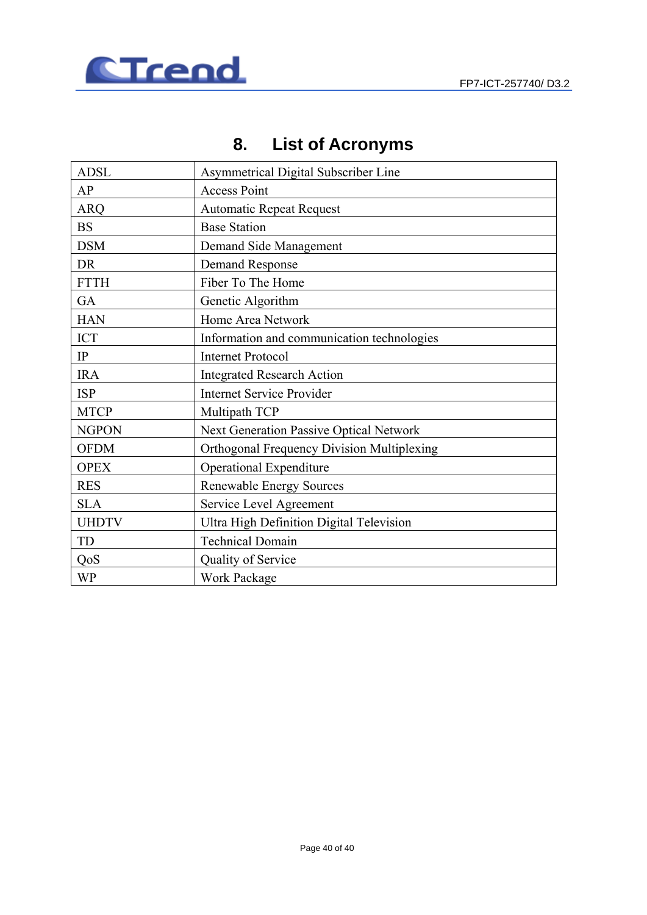# 8. List of Acronyms

| | |
|---|---|
| ADSL | Asymmetrical Digital Subscriber Line |
| AP | Access Point |
| ARQ | Automatic Repeat Request |
| BS | Base Station |
| DSM | Demand Side Management |
| DR | Demand Response |
| FTTH | Fiber To The Home |
| GA | Genetic Algorithm |
| HAN | Home Area Network |
| ICT | Information and communication technologies |
| IP | Internet Protocol |
| IRA | Integrated Research Action |
| ISP | Internet Service Provider |
| MTCP | Multipath TCP |
| NGPON | Next Generation Passive Optical Network |
| OFDM | Orthogonal Frequency Division Multiplexing |
| OPEX | Operational Expenditure |
| RES | Renewable Energy Sources |
| SLA | Service Level Agreement |
| UHDTV | Ultra High Definition Digital Television |
| TD | Technical Domain |
| QoS | Quality of Service |
| WP | Work Package |